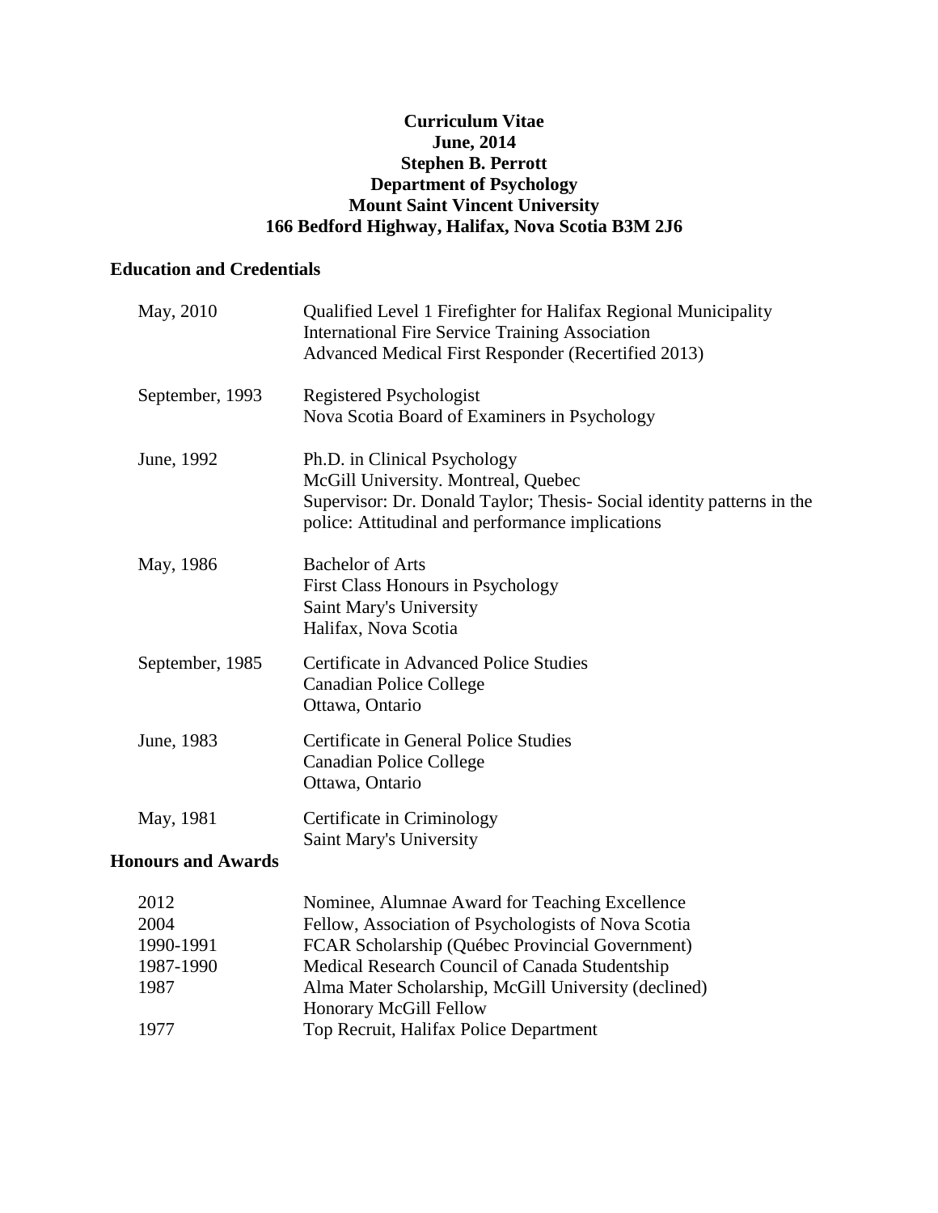# Curriculum Vitae

**June, 2014**

**Stephen B. Perrott**

**Department of Psychology**

**Mount Saint Vincent University**

**166 Bedford Highway, Halifax, Nova Scotia B3M 2J6**

## Education and Credentials

| | |
|---|---|
| May, 2010 | Qualified Level 1 Firefighter for Halifax Regional Municipality<br>International Fire Service Training Association<br>Advanced Medical First Responder (Recertified 2013) |
| September, 1993 | Registered Psychologist<br>Nova Scotia Board of Examiners in Psychology |
| June, 1992 | Ph.D. in Clinical Psychology<br>McGill University. Montreal, Quebec<br>Supervisor: Dr. Donald Taylor; Thesis- Social identity patterns in the police: Attitudinal and performance implications |
| May, 1986 | Bachelor of Arts<br>First Class Honours in Psychology<br>Saint Mary's University<br>Halifax, Nova Scotia |
| September, 1985 | Certificate in Advanced Police Studies<br>Canadian Police College<br>Ottawa, Ontario |
| June, 1983 | Certificate in General Police Studies<br>Canadian Police College<br>Ottawa, Ontario |
| May, 1981 | Certificate in Criminology<br>Saint Mary's University |

## Honours and Awards

| | |
|---|---|
| 2012 | Nominee, Alumnae Award for Teaching Excellence |
| 2004 | Fellow, Association of Psychologists of Nova Scotia |
| 1990-1991 | FCAR Scholarship (Québec Provincial Government) |
| 1987-1990 | Medical Research Council of Canada Studentship |
| 1987 | Alma Mater Scholarship, McGill University (declined)<br>Honorary McGill Fellow |
| 1977 | Top Recruit, Halifax Police Department |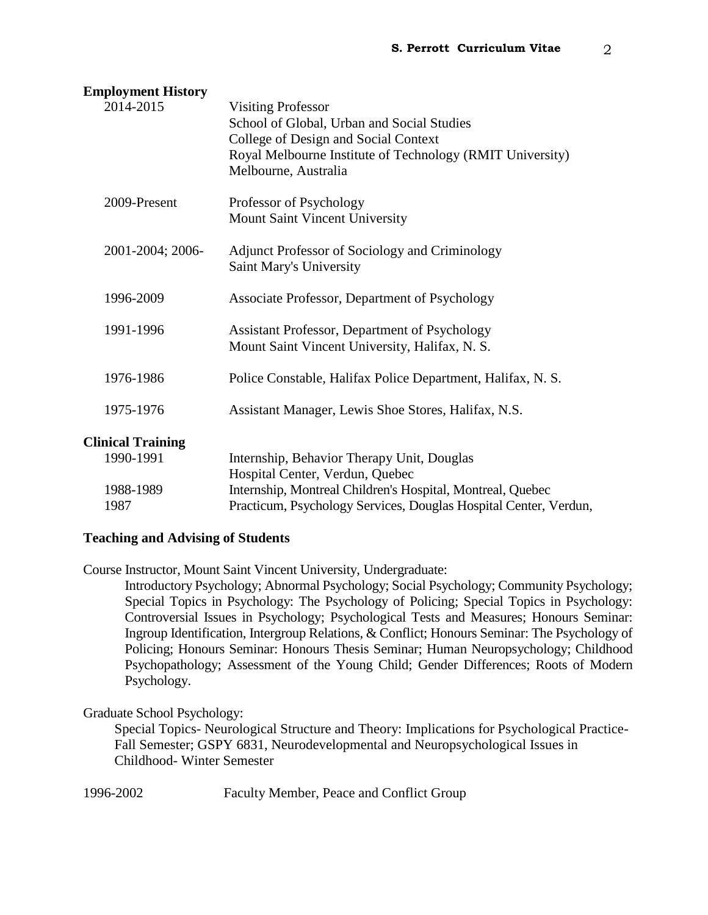**Employment History**

| | |
|---|---|
| 2014-2015 | Visiting Professor<br>School of Global, Urban and Social Studies<br>College of Design and Social Context<br>Royal Melbourne Institute of Technology (RMIT University)<br>Melbourne, Australia |
| 2009-Present | Professor of Psychology<br>Mount Saint Vincent University |
| 2001-2004; 2006- | Adjunct Professor of Sociology and Criminology<br>Saint Mary's University |
| 1996-2009 | Associate Professor, Department of Psychology |
| 1991-1996 | Assistant Professor, Department of Psychology<br>Mount Saint Vincent University, Halifax, N. S. |
| 1976-1986 | Police Constable, Halifax Police Department, Halifax, N. S. |
| 1975-1976 | Assistant Manager, Lewis Shoe Stores, Halifax, N.S. |

**Clinical Training**

| | |
|---|---|
| 1990-1991 | Internship, Behavior Therapy Unit, Douglas Hospital Center, Verdun, Quebec |
| 1988-1989 | Internship, Montreal Children's Hospital, Montreal, Quebec |
| 1987 | Practicum, Psychology Services, Douglas Hospital Center, Verdun, |

**Teaching and Advising of Students**

Course Instructor, Mount Saint Vincent University, Undergraduate:

Introductory Psychology; Abnormal Psychology; Social Psychology; Community Psychology; Special Topics in Psychology: The Psychology of Policing; Special Topics in Psychology: Controversial Issues in Psychology; Psychological Tests and Measures; Honours Seminar: Ingroup Identification, Intergroup Relations, & Conflict; Honours Seminar: The Psychology of Policing; Honours Seminar: Honours Thesis Seminar; Human Neuropsychology; Childhood Psychopathology; Assessment of the Young Child; Gender Differences; Roots of Modern Psychology.

Graduate School Psychology:

Special Topics- Neurological Structure and Theory: Implications for Psychological Practice- Fall Semester; GSPY 6831, Neurodevelopmental and Neuropsychological Issues in Childhood- Winter Semester

1996-2002 Faculty Member, Peace and Conflict Group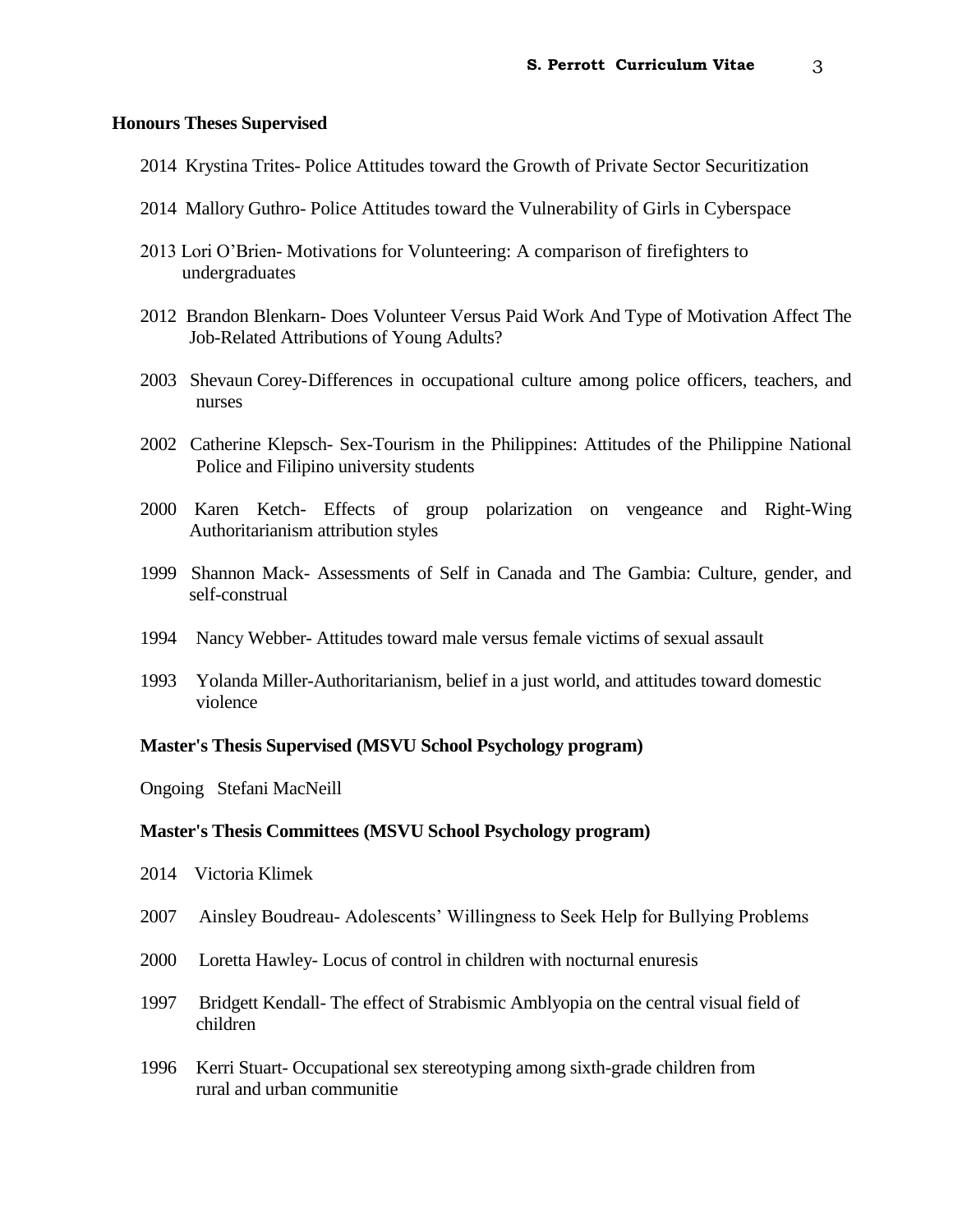**Honours Theses Supervised**

2014 Krystina Trites- Police Attitudes toward the Growth of Private Sector Securitization

2014 Mallory Guthro- Police Attitudes toward the Vulnerability of Girls in Cyberspace

2013 Lori O'Brien- Motivations for Volunteering: A comparison of firefighters to undergraduates

2012 Brandon Blenkarn- Does Volunteer Versus Paid Work And Type of Motivation Affect The Job-Related Attributions of Young Adults?

2003 Shevaun Corey-Differences in occupational culture among police officers, teachers, and nurses

2002 Catherine Klepsch- Sex-Tourism in the Philippines: Attitudes of the Philippine National Police and Filipino university students

2000 Karen Ketch- Effects of group polarization on vengeance and Right-Wing Authoritarianism attribution styles

1999 Shannon Mack- Assessments of Self in Canada and The Gambia: Culture, gender, and self-construal

1994 Nancy Webber- Attitudes toward male versus female victims of sexual assault

1993 Yolanda Miller-Authoritarianism, belief in a just world, and attitudes toward domestic violence

**Master's Thesis Supervised (MSVU School Psychology program)**

Ongoing Stefani MacNeill

**Master's Thesis Committees (MSVU School Psychology program)**

2014 Victoria Klimek

2007 Ainsley Boudreau- Adolescents' Willingness to Seek Help for Bullying Problems

2000 Loretta Hawley- Locus of control in children with nocturnal enuresis

1997 Bridgett Kendall- The effect of Strabismic Amblyopia on the central visual field of children

1996 Kerri Stuart- Occupational sex stereotyping among sixth-grade children from rural and urban communitie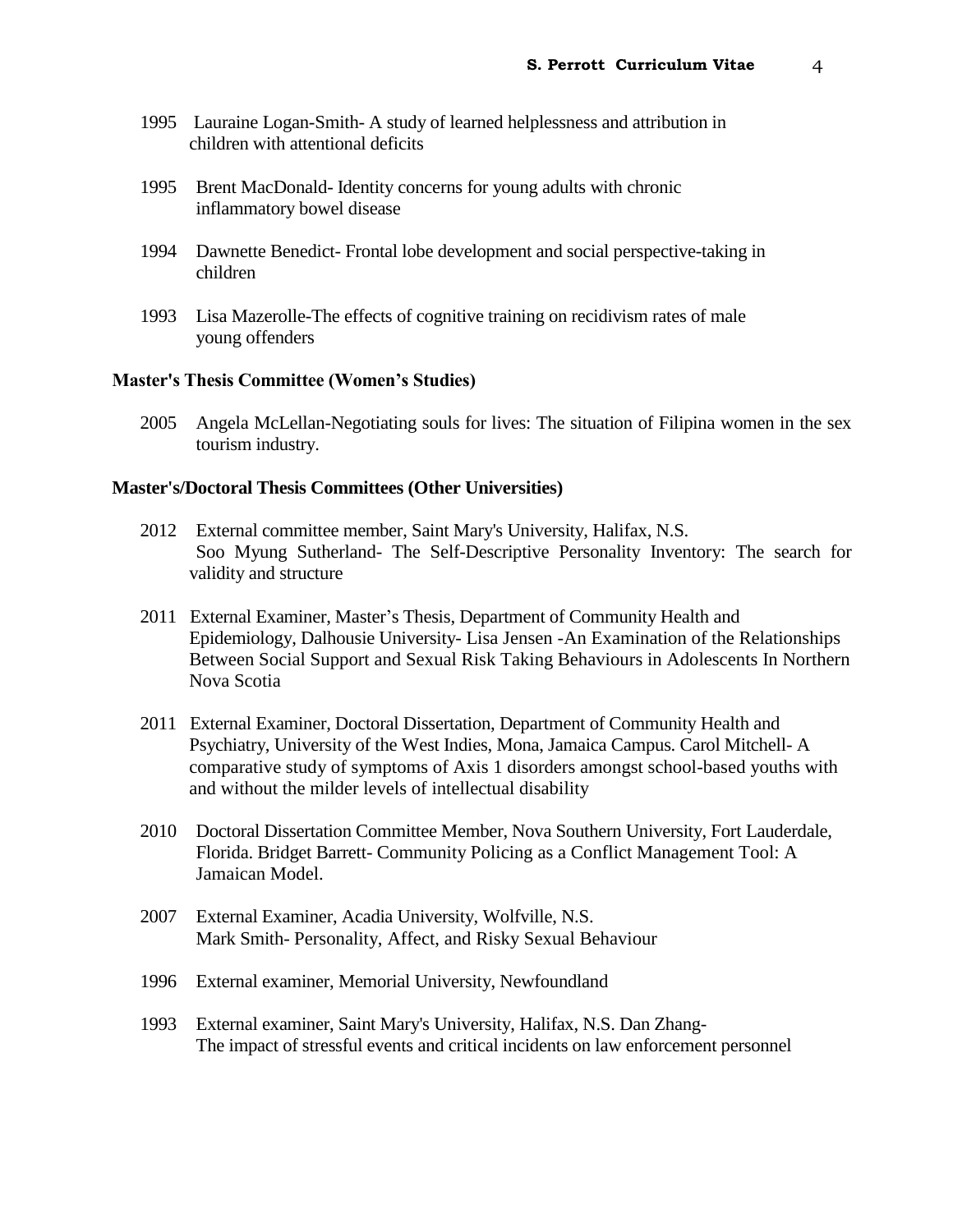1995 Lauraine Logan-Smith- A study of learned helplessness and attribution in children with attentional deficits

1995 Brent MacDonald- Identity concerns for young adults with chronic inflammatory bowel disease

1994 Dawnette Benedict- Frontal lobe development and social perspective-taking in children

1993 Lisa Mazerolle-The effects of cognitive training on recidivism rates of male young offenders

**Master's Thesis Committee (Women's Studies)**

2005 Angela McLellan-Negotiating souls for lives: The situation of Filipina women in the sex tourism industry.

**Master's/Doctoral Thesis Committees (Other Universities)**

2012 External committee member, Saint Mary's University, Halifax, N.S. Soo Myung Sutherland- The Self-Descriptive Personality Inventory: The search for validity and structure

2011 External Examiner, Master's Thesis, Department of Community Health and Epidemiology, Dalhousie University- Lisa Jensen -An Examination of the Relationships Between Social Support and Sexual Risk Taking Behaviours in Adolescents In Northern Nova Scotia

2011 External Examiner, Doctoral Dissertation, Department of Community Health and Psychiatry, University of the West Indies, Mona, Jamaica Campus. Carol Mitchell- A comparative study of symptoms of Axis 1 disorders amongst school-based youths with and without the milder levels of intellectual disability

2010 Doctoral Dissertation Committee Member, Nova Southern University, Fort Lauderdale, Florida. Bridget Barrett- Community Policing as a Conflict Management Tool: A Jamaican Model.

2007 External Examiner, Acadia University, Wolfville, N.S. Mark Smith- Personality, Affect, and Risky Sexual Behaviour

1996 External examiner, Memorial University, Newfoundland

1993 External examiner, Saint Mary's University, Halifax, N.S. Dan Zhang- The impact of stressful events and critical incidents on law enforcement personnel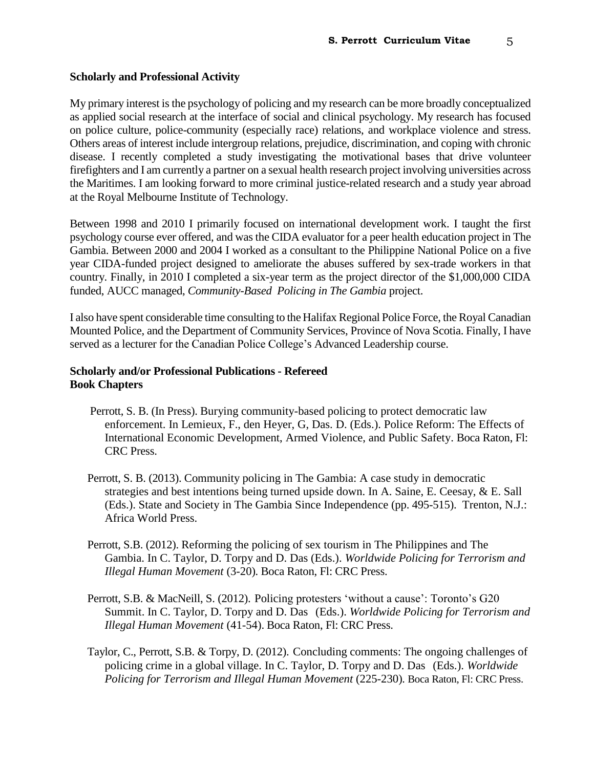**Scholarly and Professional Activity**

My primary interest is the psychology of policing and my research can be more broadly conceptualized as applied social research at the interface of social and clinical psychology. My research has focused on police culture, police-community (especially race) relations, and workplace violence and stress. Others areas of interest include intergroup relations, prejudice, discrimination, and coping with chronic disease. I recently completed a study investigating the motivational bases that drive volunteer firefighters and I am currently a partner on a sexual health research project involving universities across the Maritimes. I am looking forward to more criminal justice-related research and a study year abroad at the Royal Melbourne Institute of Technology.

Between 1998 and 2010 I primarily focused on international development work. I taught the first psychology course ever offered, and was the CIDA evaluator for a peer health education project in The Gambia. Between 2000 and 2004 I worked as a consultant to the Philippine National Police on a five year CIDA-funded project designed to ameliorate the abuses suffered by sex-trade workers in that country. Finally, in 2010 I completed a six-year term as the project director of the $1,000,000 CIDA funded, AUCC managed, *Community-Based Policing in The Gambia* project.

I also have spent considerable time consulting to the Halifax Regional Police Force, the Royal Canadian Mounted Police, and the Department of Community Services, Province of Nova Scotia. Finally, I have served as a lecturer for the Canadian Police College's Advanced Leadership course.

**Scholarly and/or Professional Publications - Refereed**
**Book Chapters**

Perrott, S. B. (In Press). Burying community-based policing to protect democratic law enforcement. In Lemieux, F., den Heyer, G, Das. D. (Eds.). Police Reform: The Effects of International Economic Development, Armed Violence, and Public Safety. Boca Raton, Fl: CRC Press.

Perrott, S. B. (2013). Community policing in The Gambia: A case study in democratic strategies and best intentions being turned upside down. In A. Saine, E. Ceesay, & E. Sall (Eds.). State and Society in The Gambia Since Independence (pp. 495-515). Trenton, N.J.: Africa World Press.

Perrott, S.B. (2012). Reforming the policing of sex tourism in The Philippines and The Gambia. In C. Taylor, D. Torpy and D. Das (Eds.). *Worldwide Policing for Terrorism and Illegal Human Movement* (3-20). Boca Raton, Fl: CRC Press.

Perrott, S.B. & MacNeill, S. (2012). Policing protesters 'without a cause': Toronto's G20 Summit. In C. Taylor, D. Torpy and D. Das (Eds.). *Worldwide Policing for Terrorism and Illegal Human Movement* (41-54). Boca Raton, Fl: CRC Press.

Taylor, C., Perrott, S.B. & Torpy, D. (2012). Concluding comments: The ongoing challenges of policing crime in a global village. In C. Taylor, D. Torpy and D. Das (Eds.). *Worldwide Policing for Terrorism and Illegal Human Movement* (225-230). Boca Raton, Fl: CRC Press.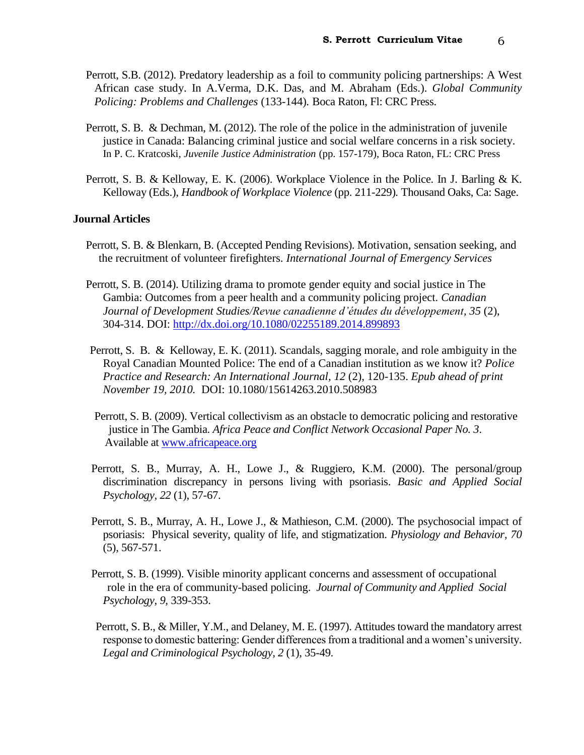Perrott, S.B. (2012). Predatory leadership as a foil to community policing partnerships: A West African case study. In A.Verma, D.K. Das, and M. Abraham (Eds.). *Global Community Policing: Problems and Challenges* (133-144). Boca Raton, Fl: CRC Press.

Perrott, S. B. & Dechman, M. (2012). The role of the police in the administration of juvenile justice in Canada: Balancing criminal justice and social welfare concerns in a risk society. In P. C. Kratcoski, *Juvenile Justice Administration* (pp. 157-179), Boca Raton, FL: CRC Press

Perrott, S. B. & Kelloway, E. K. (2006). Workplace Violence in the Police. In J. Barling & K. Kelloway (Eds.), *Handbook of Workplace Violence* (pp. 211-229). Thousand Oaks, Ca: Sage.

## Journal Articles

Perrott, S. B. & Blenkarn, B. (Accepted Pending Revisions). Motivation, sensation seeking, and the recruitment of volunteer firefighters. *International Journal of Emergency Services*

Perrott, S. B. (2014). Utilizing drama to promote gender equity and social justice in The Gambia: Outcomes from a peer health and a community policing project. *Canadian Journal of Development Studies/Revue canadienne d'études du développement*, *35* (2), 304-314. DOI: http://dx.doi.org/10.1080/02255189.2014.899893

Perrott, S. B. & Kelloway, E. K. (2011). Scandals, sagging morale, and role ambiguity in the Royal Canadian Mounted Police: The end of a Canadian institution as we know it? *Police Practice and Research: An International Journal*, *12* (2), 120-135. *Epub ahead of print November 19, 2010.* DOI: 10.1080/15614263.2010.508983

Perrott, S. B. (2009). Vertical collectivism as an obstacle to democratic policing and restorative justice in The Gambia. *Africa Peace and Conflict Network Occasional Paper No. 3*. Available at www.africapeace.org

Perrott, S. B., Murray, A. H., Lowe J., & Ruggiero, K.M. (2000). The personal/group discrimination discrepancy in persons living with psoriasis. *Basic and Applied Social Psychology*, *22* (1), 57-67.

Perrott, S. B., Murray, A. H., Lowe J., & Mathieson, C.M. (2000). The psychosocial impact of psoriasis: Physical severity, quality of life, and stigmatization. *Physiology and Behavior*, *70* (5), 567-571.

Perrott, S. B. (1999). Visible minority applicant concerns and assessment of occupational role in the era of community-based policing. *Journal of Community and Applied Social Psychology*, *9*, 339-353.

Perrott, S. B., & Miller, Y.M., and Delaney, M. E. (1997). Attitudes toward the mandatory arrest response to domestic battering: Gender differences from a traditional and a women's university. *Legal and Criminological Psychology*, *2* (1), 35-49.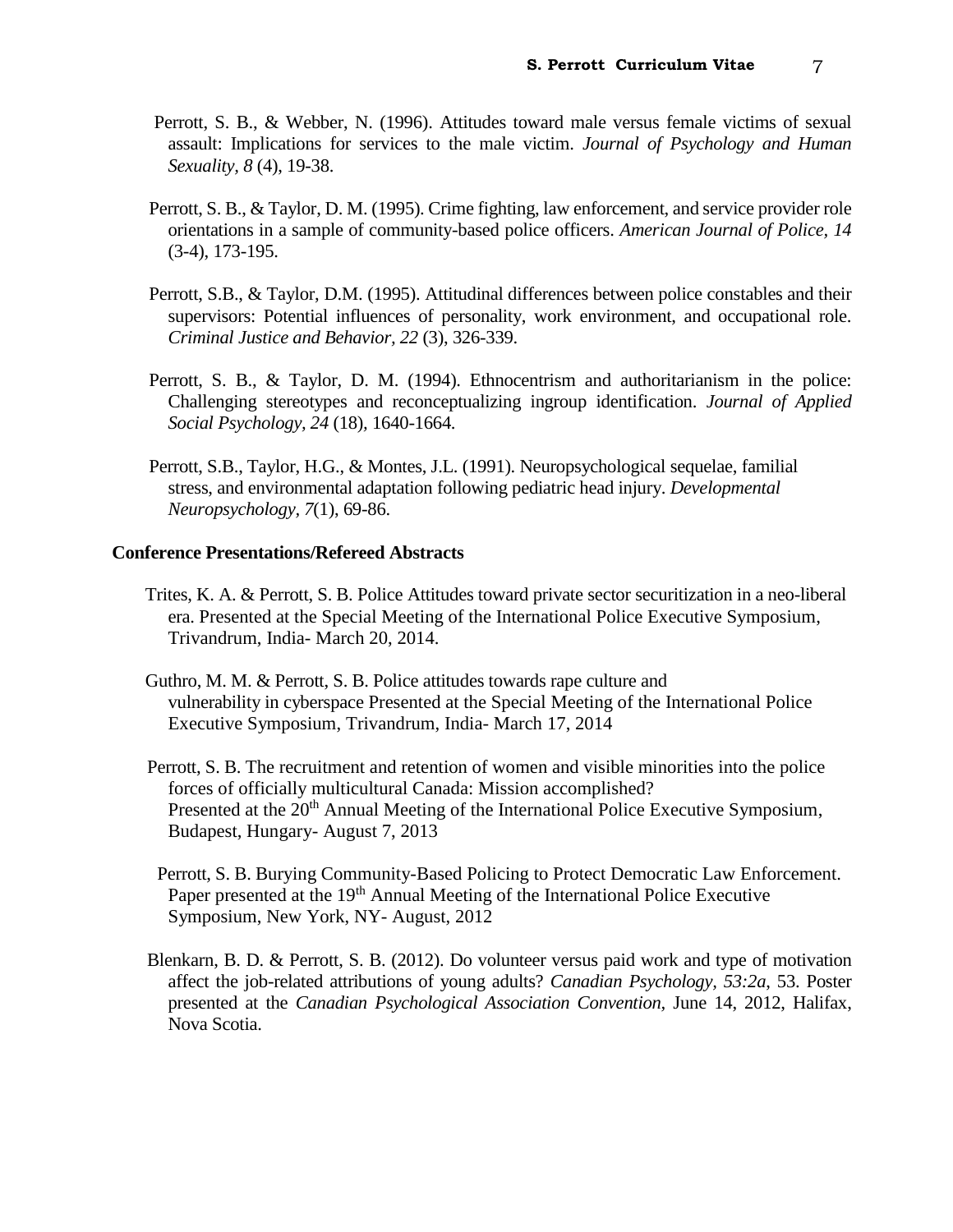Perrott, S. B., & Webber, N. (1996). Attitudes toward male versus female victims of sexual assault: Implications for services to the male victim. *Journal of Psychology and Human Sexuality, 8* (4), 19-38.

Perrott, S. B., & Taylor, D. M. (1995). Crime fighting, law enforcement, and service provider role orientations in a sample of community-based police officers. *American Journal of Police, 14* (3-4), 173-195.

Perrott, S.B., & Taylor, D.M. (1995). Attitudinal differences between police constables and their supervisors: Potential influences of personality, work environment, and occupational role. *Criminal Justice and Behavior, 22* (3), 326-339.

Perrott, S. B., & Taylor, D. M. (1994). Ethnocentrism and authoritarianism in the police: Challenging stereotypes and reconceptualizing ingroup identification. *Journal of Applied Social Psychology, 24* (18), 1640-1664.

Perrott, S.B., Taylor, H.G., & Montes, J.L. (1991). Neuropsychological sequelae, familial stress, and environmental adaptation following pediatric head injury. *Developmental Neuropsychology, 7*(1), 69-86.

**Conference Presentations/Refereed Abstracts**

Trites, K. A. & Perrott, S. B. Police Attitudes toward private sector securitization in a neo-liberal era. Presented at the Special Meeting of the International Police Executive Symposium, Trivandrum, India- March 20, 2014.

Guthro, M. M. & Perrott, S. B. Police attitudes towards rape culture and vulnerability in cyberspace Presented at the Special Meeting of the International Police Executive Symposium, Trivandrum, India- March 17, 2014

Perrott, S. B. The recruitment and retention of women and visible minorities into the police forces of officially multicultural Canada: Mission accomplished? Presented at the 20th Annual Meeting of the International Police Executive Symposium, Budapest, Hungary- August 7, 2013

Perrott, S. B. Burying Community-Based Policing to Protect Democratic Law Enforcement. Paper presented at the 19th Annual Meeting of the International Police Executive Symposium, New York, NY- August, 2012

Blenkarn, B. D. & Perrott, S. B. (2012). Do volunteer versus paid work and type of motivation affect the job-related attributions of young adults? *Canadian Psychology, 53:2a*, 53. Poster presented at the *Canadian Psychological Association Convention,* June 14, 2012, Halifax, Nova Scotia.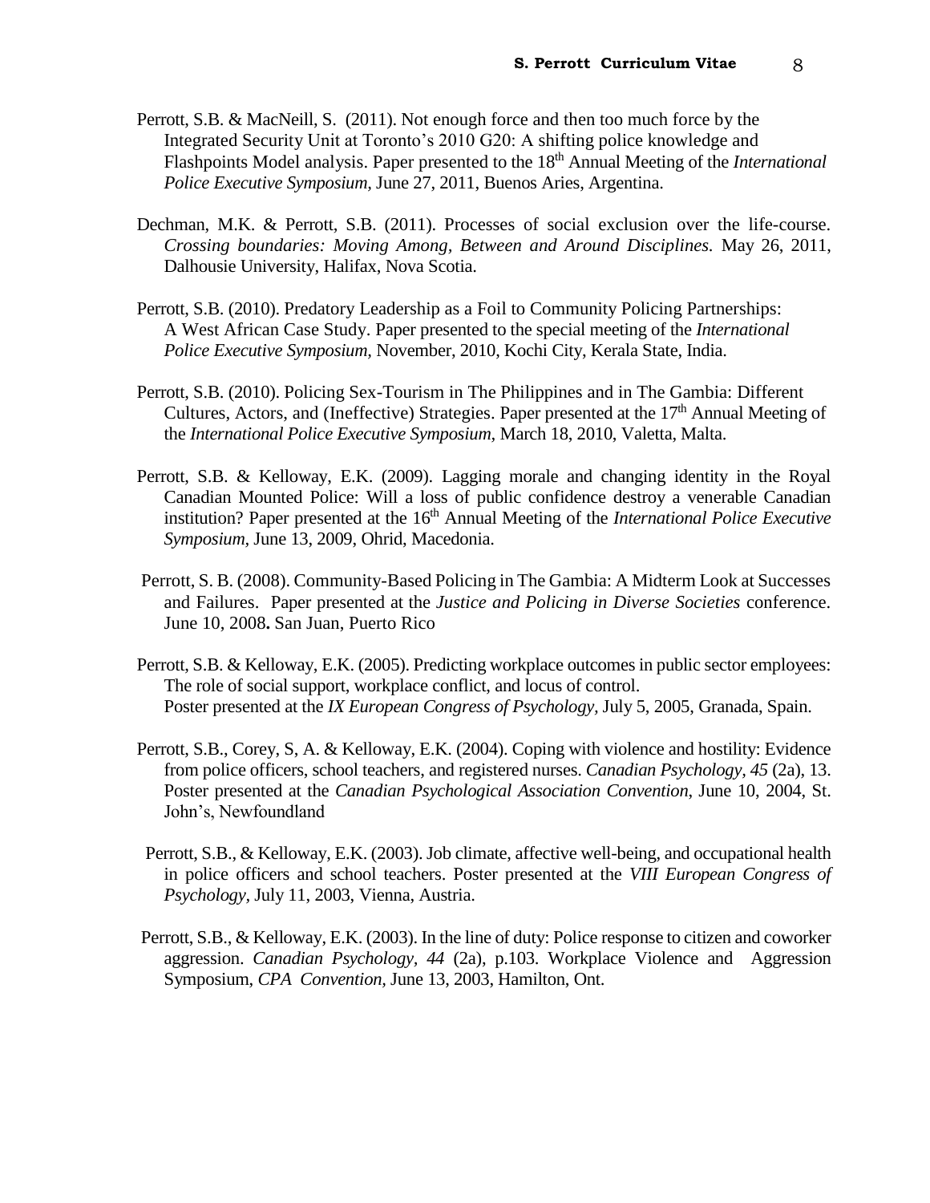Perrott, S.B. & MacNeill, S. (2011). Not enough force and then too much force by the Integrated Security Unit at Toronto's 2010 G20: A shifting police knowledge and Flashpoints Model analysis. Paper presented to the 18th Annual Meeting of the *International Police Executive Symposium*, June 27, 2011, Buenos Aries, Argentina.

Dechman, M.K. & Perrott, S.B. (2011). Processes of social exclusion over the life-course. *Crossing boundaries: Moving Among, Between and Around Disciplines*. May 26, 2011, Dalhousie University, Halifax, Nova Scotia.

Perrott, S.B. (2010). Predatory Leadership as a Foil to Community Policing Partnerships: A West African Case Study. Paper presented to the special meeting of the *International Police Executive Symposium*, November, 2010, Kochi City, Kerala State, India.

Perrott, S.B. (2010). Policing Sex-Tourism in The Philippines and in The Gambia: Different Cultures, Actors, and (Ineffective) Strategies. Paper presented at the 17th Annual Meeting of the *International Police Executive Symposium*, March 18, 2010, Valetta, Malta.

Perrott, S.B. & Kelloway, E.K. (2009). Lagging morale and changing identity in the Royal Canadian Mounted Police: Will a loss of public confidence destroy a venerable Canadian institution? Paper presented at the 16th Annual Meeting of the *International Police Executive Symposium*, June 13, 2009, Ohrid, Macedonia.

Perrott, S. B. (2008). Community-Based Policing in The Gambia: A Midterm Look at Successes and Failures. Paper presented at the *Justice and Policing in Diverse Societies* conference. June 10, 2008**.** San Juan, Puerto Rico

Perrott, S.B. & Kelloway, E.K. (2005). Predicting workplace outcomes in public sector employees: The role of social support, workplace conflict, and locus of control. Poster presented at the *IX European Congress of Psychology*, July 5, 2005, Granada, Spain.

Perrott, S.B., Corey, S, A. & Kelloway, E.K. (2004). Coping with violence and hostility: Evidence from police officers, school teachers, and registered nurses. *Canadian Psychology, 45* (2a), 13. Poster presented at the *Canadian Psychological Association Convention*, June 10, 2004, St. John's, Newfoundland

Perrott, S.B., & Kelloway, E.K. (2003). Job climate, affective well-being, and occupational health in police officers and school teachers. Poster presented at the *VIII European Congress of Psychology*, July 11, 2003, Vienna, Austria.

Perrott, S.B., & Kelloway, E.K. (2003). In the line of duty: Police response to citizen and coworker aggression. *Canadian Psychology, 44* (2a), p.103. Workplace Violence and Aggression Symposium, *CPA Convention*, June 13, 2003, Hamilton, Ont.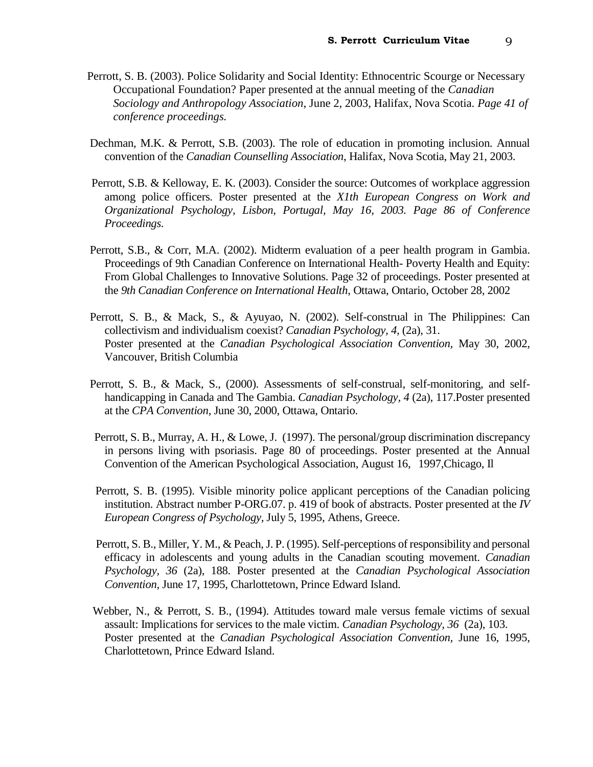Perrott, S. B. (2003). Police Solidarity and Social Identity: Ethnocentric Scourge or Necessary Occupational Foundation? Paper presented at the annual meeting of the *Canadian Sociology and Anthropology Association*, June 2, 2003, Halifax, Nova Scotia. *Page 41 of conference proceedings.*

Dechman, M.K. & Perrott, S.B. (2003). The role of education in promoting inclusion. Annual convention of the *Canadian Counselling Association*, Halifax, Nova Scotia, May 21, 2003.

Perrott, S.B. & Kelloway, E. K. (2003). Consider the source: Outcomes of workplace aggression among police officers. Poster presented at the *X1th European Congress on Work and Organizational Psychology, Lisbon, Portugal, May 16, 2003. Page 86 of Conference Proceedings.*

Perrott, S.B., & Corr, M.A. (2002). Midterm evaluation of a peer health program in Gambia. Proceedings of 9th Canadian Conference on International Health- Poverty Health and Equity: From Global Challenges to Innovative Solutions. Page 32 of proceedings. Poster presented at the *9th Canadian Conference on International Health*, Ottawa, Ontario, October 28, 2002

Perrott, S. B., & Mack, S., & Ayuyao, N. (2002). Self-construal in The Philippines: Can collectivism and individualism coexist? *Canadian Psychology, 4,* (2a), 31.
Poster presented at the *Canadian Psychological Association Convention*, May 30, 2002, Vancouver, British Columbia

Perrott, S. B., & Mack, S., (2000). Assessments of self-construal, self-monitoring, and self-handicapping in Canada and The Gambia. *Canadian Psychology, 4* (2a), 117.Poster presented at the *CPA Convention*, June 30, 2000, Ottawa, Ontario.

Perrott, S. B., Murray, A. H., & Lowe, J. (1997). The personal/group discrimination discrepancy in persons living with psoriasis. Page 80 of proceedings. Poster presented at the Annual Convention of the American Psychological Association, August 16, 1997,Chicago, Il

Perrott, S. B. (1995). Visible minority police applicant perceptions of the Canadian policing institution. Abstract number P-ORG.07. p. 419 of book of abstracts. Poster presented at the *IV European Congress of Psychology,* July 5, 1995, Athens, Greece.

Perrott, S. B., Miller, Y. M., & Peach, J. P. (1995). Self-perceptions of responsibility and personal efficacy in adolescents and young adults in the Canadian scouting movement. *Canadian Psychology, 36* (2a), 188. Poster presented at the *Canadian Psychological Association Convention*, June 17, 1995, Charlottetown, Prince Edward Island.

Webber, N., & Perrott, S. B., (1994). Attitudes toward male versus female victims of sexual assault: Implications for services to the male victim. *Canadian Psychology, 36* (2a), 103.
Poster presented at the *Canadian Psychological Association Convention*, June 16, 1995, Charlottetown, Prince Edward Island.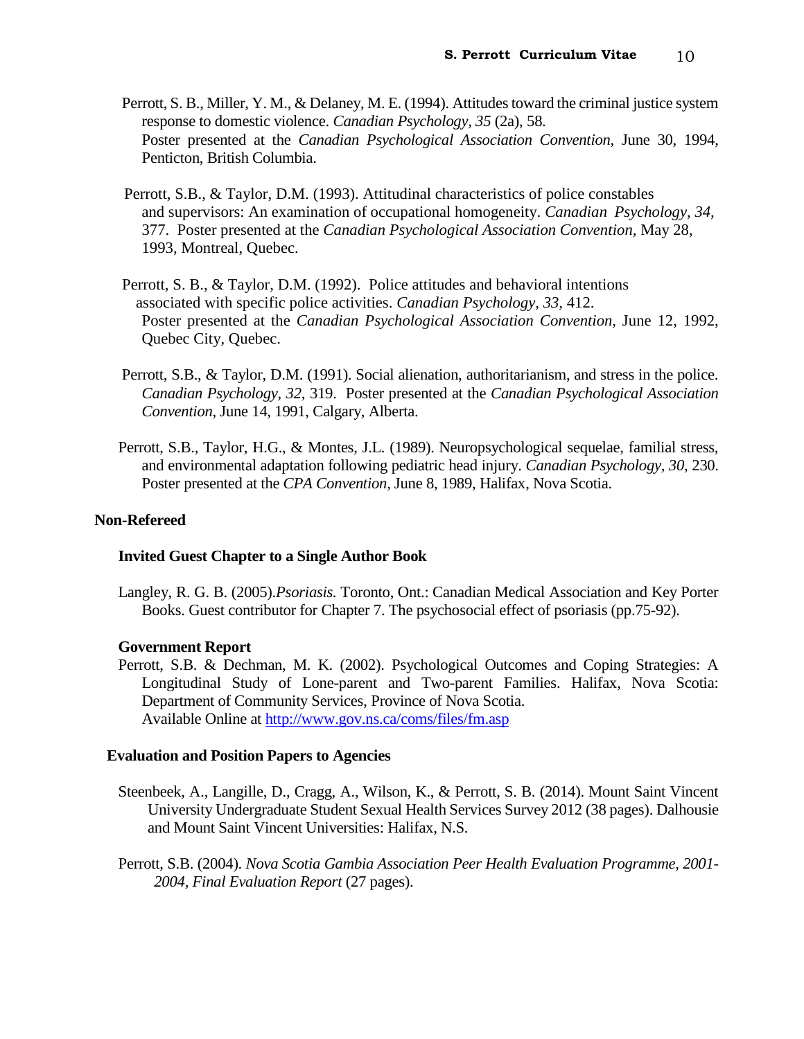Perrott, S. B., Miller, Y. M., & Delaney, M. E. (1994). Attitudes toward the criminal justice system response to domestic violence. *Canadian Psychology, 35* (2a), 58. Poster presented at the *Canadian Psychological Association Convention,* June 30, 1994, Penticton, British Columbia.

Perrott, S.B., & Taylor, D.M. (1993). Attitudinal characteristics of police constables and supervisors: An examination of occupational homogeneity. *Canadian Psychology, 34,* 377. Poster presented at the *Canadian Psychological Association Convention,* May 28, 1993, Montreal, Quebec.

Perrott, S. B., & Taylor, D.M. (1992). Police attitudes and behavioral intentions associated with specific police activities. *Canadian Psychology, 33,* 412. Poster presented at the *Canadian Psychological Association Convention,* June 12, 1992, Quebec City, Quebec.

Perrott, S.B., & Taylor, D.M. (1991). Social alienation, authoritarianism, and stress in the police. *Canadian Psychology, 32,* 319. Poster presented at the *Canadian Psychological Association Convention*, June 14, 1991, Calgary, Alberta.

Perrott, S.B., Taylor, H.G., & Montes, J.L. (1989). Neuropsychological sequelae, familial stress, and environmental adaptation following pediatric head injury. *Canadian Psychology, 30*, 230. Poster presented at the *CPA Convention*, June 8, 1989, Halifax, Nova Scotia.

## Non-Refereed

### Invited Guest Chapter to a Single Author Book

Langley, R. G. B. (2005).*Psoriasis.* Toronto, Ont.: Canadian Medical Association and Key Porter Books. Guest contributor for Chapter 7. The psychosocial effect of psoriasis (pp.75-92).

### Government Report

Perrott, S.B. & Dechman, M. K. (2002). Psychological Outcomes and Coping Strategies: A Longitudinal Study of Lone-parent and Two-parent Families. Halifax, Nova Scotia: Department of Community Services, Province of Nova Scotia.
Available Online at http://www.gov.ns.ca/coms/files/fm.asp

### Evaluation and Position Papers to Agencies

Steenbeek, A., Langille, D., Cragg, A., Wilson, K., & Perrott, S. B. (2014). Mount Saint Vincent University Undergraduate Student Sexual Health Services Survey 2012 (38 pages). Dalhousie and Mount Saint Vincent Universities: Halifax, N.S.

Perrott, S.B. (2004). *Nova Scotia Gambia Association Peer Health Evaluation Programme, 2001-2004, Final Evaluation Report* (27 pages).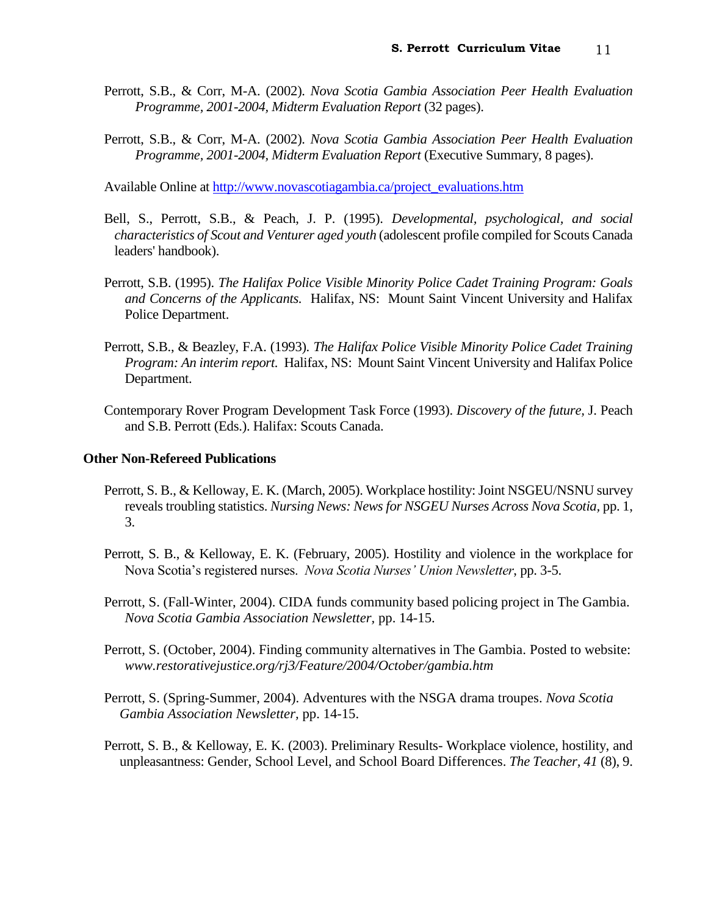Perrott, S.B., & Corr, M-A. (2002). *Nova Scotia Gambia Association Peer Health Evaluation Programme, 2001-2004, Midterm Evaluation Report* (32 pages).

Perrott, S.B., & Corr, M-A. (2002). *Nova Scotia Gambia Association Peer Health Evaluation Programme, 2001-2004, Midterm Evaluation Report* (Executive Summary, 8 pages).

Available Online at http://www.novascotiagambia.ca/project_evaluations.htm

Bell, S., Perrott, S.B., & Peach, J. P. (1995). *Developmental, psychological, and social characteristics of Scout and Venturer aged youth* (adolescent profile compiled for Scouts Canada leaders' handbook).

Perrott, S.B. (1995). *The Halifax Police Visible Minority Police Cadet Training Program: Goals and Concerns of the Applicants.* Halifax, NS: Mount Saint Vincent University and Halifax Police Department.

Perrott, S.B., & Beazley, F.A. (1993). *The Halifax Police Visible Minority Police Cadet Training Program: An interim report.* Halifax, NS: Mount Saint Vincent University and Halifax Police Department.

Contemporary Rover Program Development Task Force (1993). *Discovery of the future,* J. Peach and S.B. Perrott (Eds.). Halifax: Scouts Canada.

**Other Non-Refereed Publications**

Perrott, S. B., & Kelloway, E. K. (March, 2005). Workplace hostility: Joint NSGEU/NSNU survey reveals troubling statistics. *Nursing News: News for NSGEU Nurses Across Nova Scotia*, pp. 1, 3.

Perrott, S. B., & Kelloway, E. K. (February, 2005). Hostility and violence in the workplace for Nova Scotia's registered nurses. *Nova Scotia Nurses' Union Newsletter*, pp. 3-5.

Perrott, S. (Fall-Winter, 2004). CIDA funds community based policing project in The Gambia. *Nova Scotia Gambia Association Newsletter,* pp. 14-15.

Perrott, S. (October, 2004). Finding community alternatives in The Gambia. Posted to website: *www.restorativejustice.org/rj3/Feature/2004/October/gambia.htm*

Perrott, S. (Spring-Summer, 2004). Adventures with the NSGA drama troupes. *Nova Scotia Gambia Association Newsletter,* pp. 14-15.

Perrott, S. B., & Kelloway, E. K. (2003). Preliminary Results- Workplace violence, hostility, and unpleasantness: Gender, School Level, and School Board Differences. *The Teacher*, *41* (8), 9.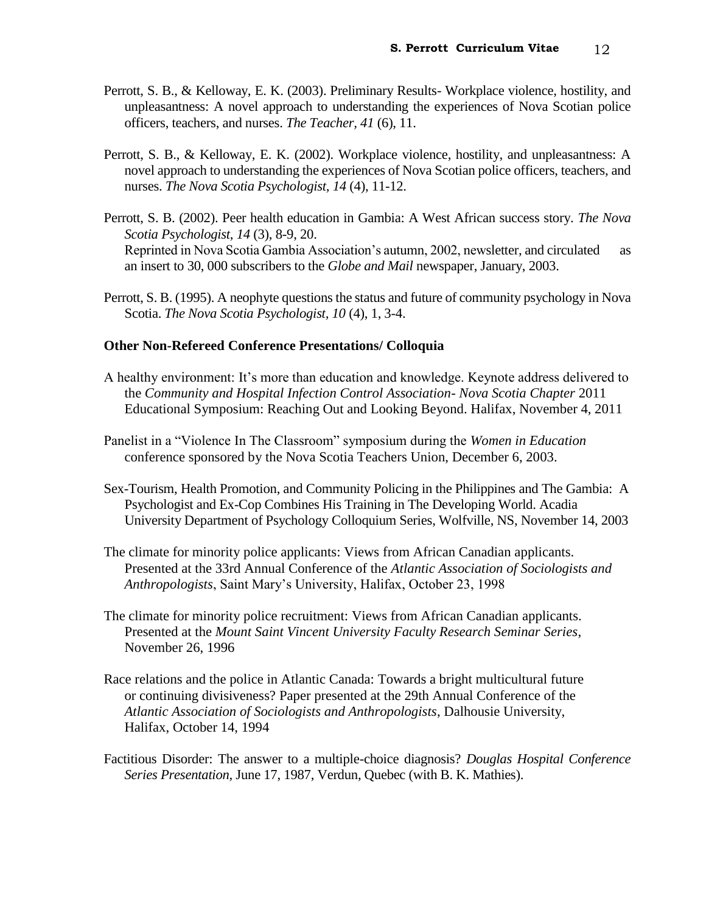Perrott, S. B., & Kelloway, E. K. (2003). Preliminary Results- Workplace violence, hostility, and unpleasantness: A novel approach to understanding the experiences of Nova Scotian police officers, teachers, and nurses. *The Teacher, 41* (6), 11.

Perrott, S. B., & Kelloway, E. K. (2002). Workplace violence, hostility, and unpleasantness: A novel approach to understanding the experiences of Nova Scotian police officers, teachers, and nurses. *The Nova Scotia Psychologist, 14* (4), 11-12.

Perrott, S. B. (2002). Peer health education in Gambia: A West African success story. *The Nova Scotia Psychologist, 14* (3), 8-9, 20.
Reprinted in Nova Scotia Gambia Association's autumn, 2002, newsletter, and circulated as an insert to 30, 000 subscribers to the *Globe and Mail* newspaper, January, 2003.

Perrott, S. B. (1995). A neophyte questions the status and future of community psychology in Nova Scotia. *The Nova Scotia Psychologist, 10* (4), 1, 3-4.

**Other Non-Refereed Conference Presentations/ Colloquia**

A healthy environment: It's more than education and knowledge. Keynote address delivered to the *Community and Hospital Infection Control Association- Nova Scotia Chapter* 2011 Educational Symposium: Reaching Out and Looking Beyond. Halifax, November 4, 2011

Panelist in a "Violence In The Classroom" symposium during the *Women in Education* conference sponsored by the Nova Scotia Teachers Union, December 6, 2003.

Sex-Tourism, Health Promotion, and Community Policing in the Philippines and The Gambia: A Psychologist and Ex-Cop Combines His Training in The Developing World. Acadia University Department of Psychology Colloquium Series, Wolfville, NS, November 14, 2003

The climate for minority police applicants: Views from African Canadian applicants. Presented at the 33rd Annual Conference of the *Atlantic Association of Sociologists and Anthropologists*, Saint Mary's University, Halifax, October 23, 1998

The climate for minority police recruitment: Views from African Canadian applicants. Presented at the *Mount Saint Vincent University Faculty Research Seminar Series*, November 26, 1996

Race relations and the police in Atlantic Canada: Towards a bright multicultural future or continuing divisiveness? Paper presented at the 29th Annual Conference of the *Atlantic Association of Sociologists and Anthropologists*, Dalhousie University, Halifax, October 14, 1994

Factitious Disorder: The answer to a multiple-choice diagnosis? *Douglas Hospital Conference Series Presentation*, June 17, 1987, Verdun, Quebec (with B. K. Mathies).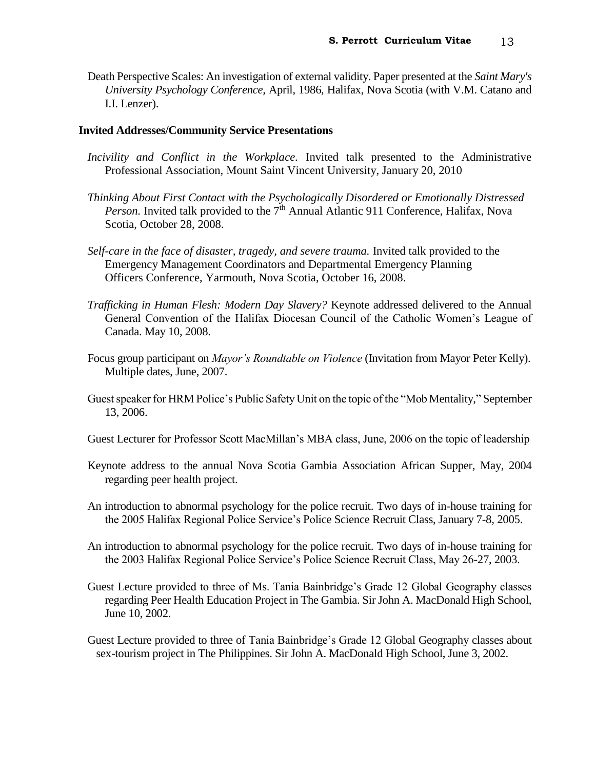Death Perspective Scales: An investigation of external validity. Paper presented at the *Saint Mary's University Psychology Conference*, April, 1986, Halifax, Nova Scotia (with V.M. Catano and I.I. Lenzer).

### Invited Addresses/Community Service Presentations

*Incivility and Conflict in the Workplace*. Invited talk presented to the Administrative Professional Association, Mount Saint Vincent University, January 20, 2010

*Thinking About First Contact with the Psychologically Disordered or Emotionally Distressed Person.* Invited talk provided to the 7th Annual Atlantic 911 Conference, Halifax, Nova Scotia, October 28, 2008.

*Self-care in the face of disaster, tragedy, and severe trauma.* Invited talk provided to the Emergency Management Coordinators and Departmental Emergency Planning Officers Conference, Yarmouth, Nova Scotia, October 16, 2008.

*Trafficking in Human Flesh: Modern Day Slavery?* Keynote addressed delivered to the Annual General Convention of the Halifax Diocesan Council of the Catholic Women's League of Canada. May 10, 2008.

Focus group participant on *Mayor's Roundtable on Violence* (Invitation from Mayor Peter Kelly). Multiple dates, June, 2007.

Guest speaker for HRM Police's Public Safety Unit on the topic of the "Mob Mentality," September 13, 2006.

Guest Lecturer for Professor Scott MacMillan's MBA class, June, 2006 on the topic of leadership

Keynote address to the annual Nova Scotia Gambia Association African Supper, May, 2004 regarding peer health project.

An introduction to abnormal psychology for the police recruit. Two days of in-house training for the 2005 Halifax Regional Police Service's Police Science Recruit Class, January 7-8, 2005.

An introduction to abnormal psychology for the police recruit. Two days of in-house training for the 2003 Halifax Regional Police Service's Police Science Recruit Class, May 26-27, 2003.

Guest Lecture provided to three of Ms. Tania Bainbridge's Grade 12 Global Geography classes regarding Peer Health Education Project in The Gambia. Sir John A. MacDonald High School, June 10, 2002.

Guest Lecture provided to three of Tania Bainbridge's Grade 12 Global Geography classes about sex-tourism project in The Philippines. Sir John A. MacDonald High School, June 3, 2002.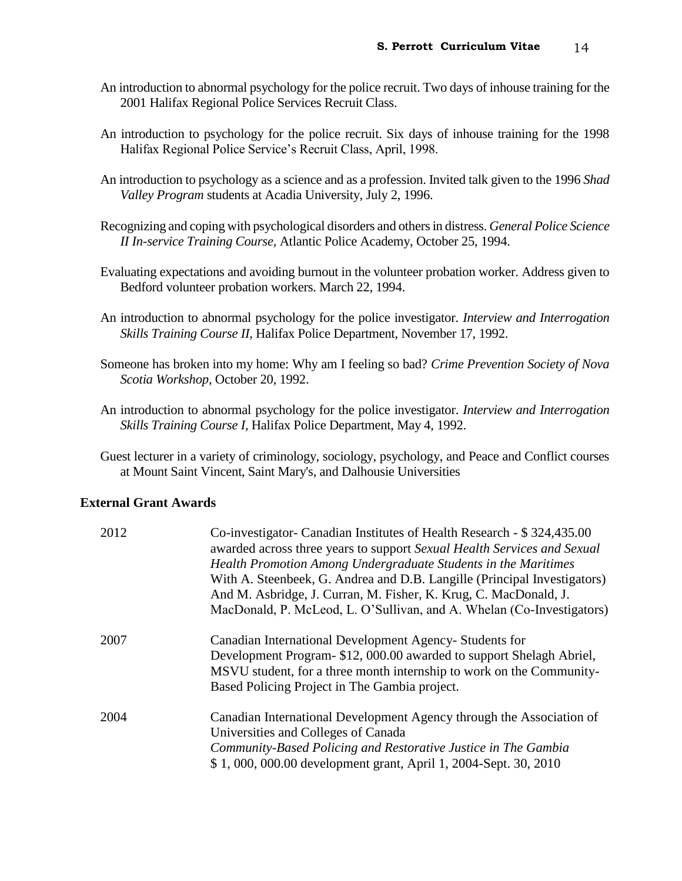An introduction to abnormal psychology for the police recruit. Two days of inhouse training for the 2001 Halifax Regional Police Services Recruit Class.

An introduction to psychology for the police recruit. Six days of inhouse training for the 1998 Halifax Regional Police Service's Recruit Class, April, 1998.

An introduction to psychology as a science and as a profession. Invited talk given to the 1996 *Shad Valley Program* students at Acadia University, July 2, 1996.

Recognizing and coping with psychological disorders and others in distress. *General Police Science II In-service Training Course,* Atlantic Police Academy, October 25, 1994.

Evaluating expectations and avoiding burnout in the volunteer probation worker. Address given to Bedford volunteer probation workers. March 22, 1994.

An introduction to abnormal psychology for the police investigator. *Interview and Interrogation Skills Training Course II,* Halifax Police Department, November 17, 1992.

Someone has broken into my home: Why am I feeling so bad? *Crime Prevention Society of Nova Scotia Workshop,* October 20, 1992.

An introduction to abnormal psychology for the police investigator. *Interview and Interrogation Skills Training Course I,* Halifax Police Department, May 4, 1992.

Guest lecturer in a variety of criminology, sociology, psychology, and Peace and Conflict courses at Mount Saint Vincent, Saint Mary's, and Dalhousie Universities

## External Grant Awards

| | |
|---|---|
| 2012 | Co-investigator- Canadian Institutes of Health Research - $ 324,435.00 awarded across three years to support *Sexual Health Services and Sexual Health Promotion Among Undergraduate Students in the Maritimes* With A. Steenbeek, G. Andrea and D.B. Langille (Principal Investigators) And M. Asbridge, J. Curran, M. Fisher, K. Krug, C. MacDonald, J. MacDonald, P. McLeod, L. O'Sullivan, and A. Whelan (Co-Investigators) |
| 2007 | Canadian International Development Agency- Students for Development Program- $12, 000.00 awarded to support Shelagh Abriel, MSVU student, for a three month internship to work on the Community-Based Policing Project in The Gambia project. |
| 2004 | Canadian International Development Agency through the Association of Universities and Colleges of Canada *Community-Based Policing and Restorative Justice in The Gambia* $ 1, 000, 000.00 development grant, April 1, 2004-Sept. 30, 2010 |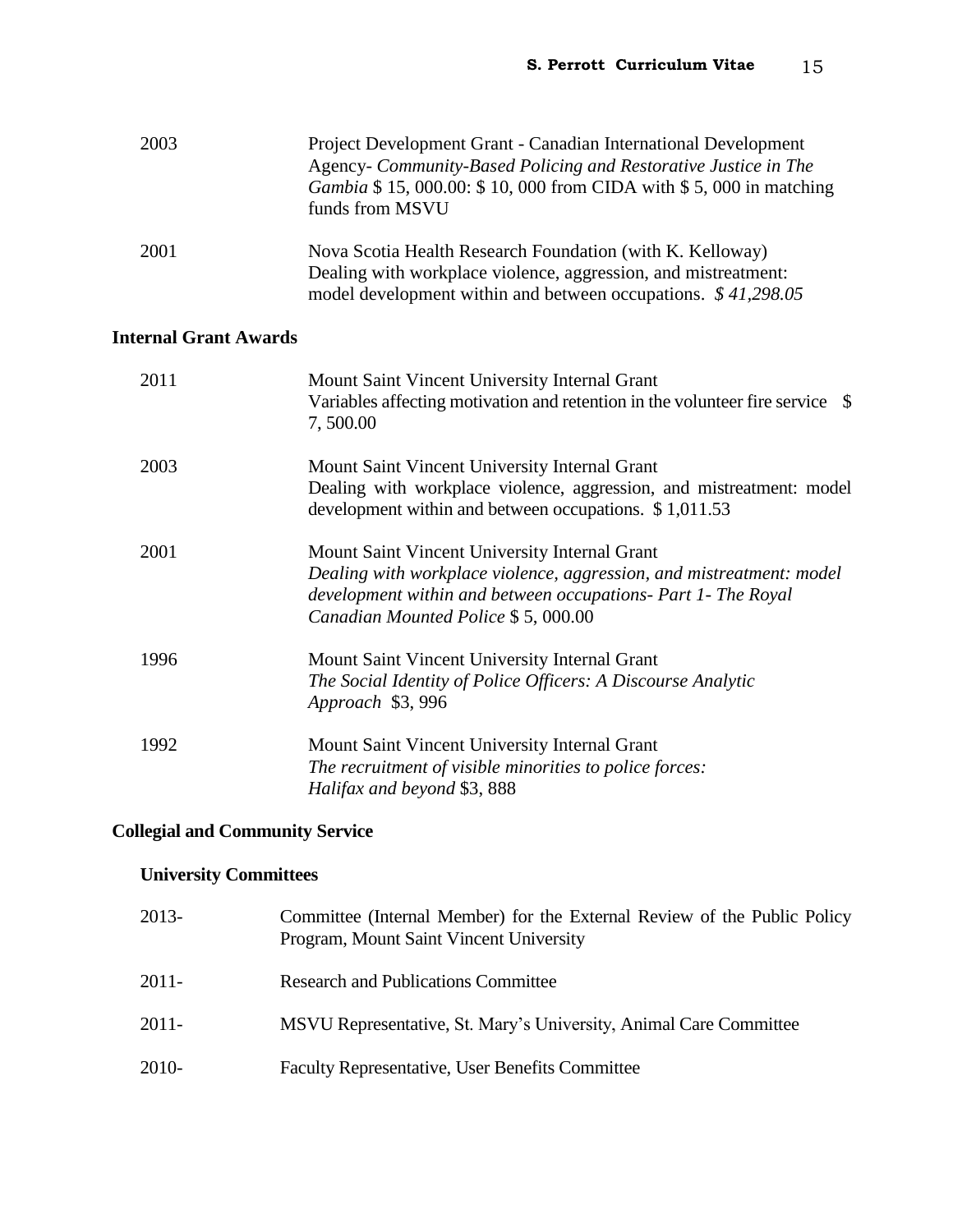2003 Project Development Grant - Canadian International Development Agency- *Community-Based Policing and Restorative Justice in The Gambia* $ 15, 000.00: $ 10, 000 from CIDA with $ 5, 000 in matching funds from MSVU

2001 Nova Scotia Health Research Foundation (with K. Kelloway) Dealing with workplace violence, aggression, and mistreatment: model development within and between occupations. *$ 41,298.05*

### Internal Grant Awards

2011 Mount Saint Vincent University Internal Grant
Variables affecting motivation and retention in the volunteer fire service $ 7, 500.00

2003 Mount Saint Vincent University Internal Grant
Dealing with workplace violence, aggression, and mistreatment: model development within and between occupations. $ 1,011.53

2001 Mount Saint Vincent University Internal Grant
*Dealing with workplace violence, aggression, and mistreatment: model development within and between occupations- Part 1- The Royal Canadian Mounted Police* $ 5, 000.00

1996 Mount Saint Vincent University Internal Grant
*The Social Identity of Police Officers: A Discourse Analytic Approach* $3, 996

1992 Mount Saint Vincent University Internal Grant
*The recruitment of visible minorities to police forces: Halifax and beyond* $3, 888

## Collegial and Community Service

### University Committees

2013- Committee (Internal Member) for the External Review of the Public Policy Program, Mount Saint Vincent University

2011- Research and Publications Committee

2011- MSVU Representative, St. Mary's University, Animal Care Committee

2010- Faculty Representative, User Benefits Committee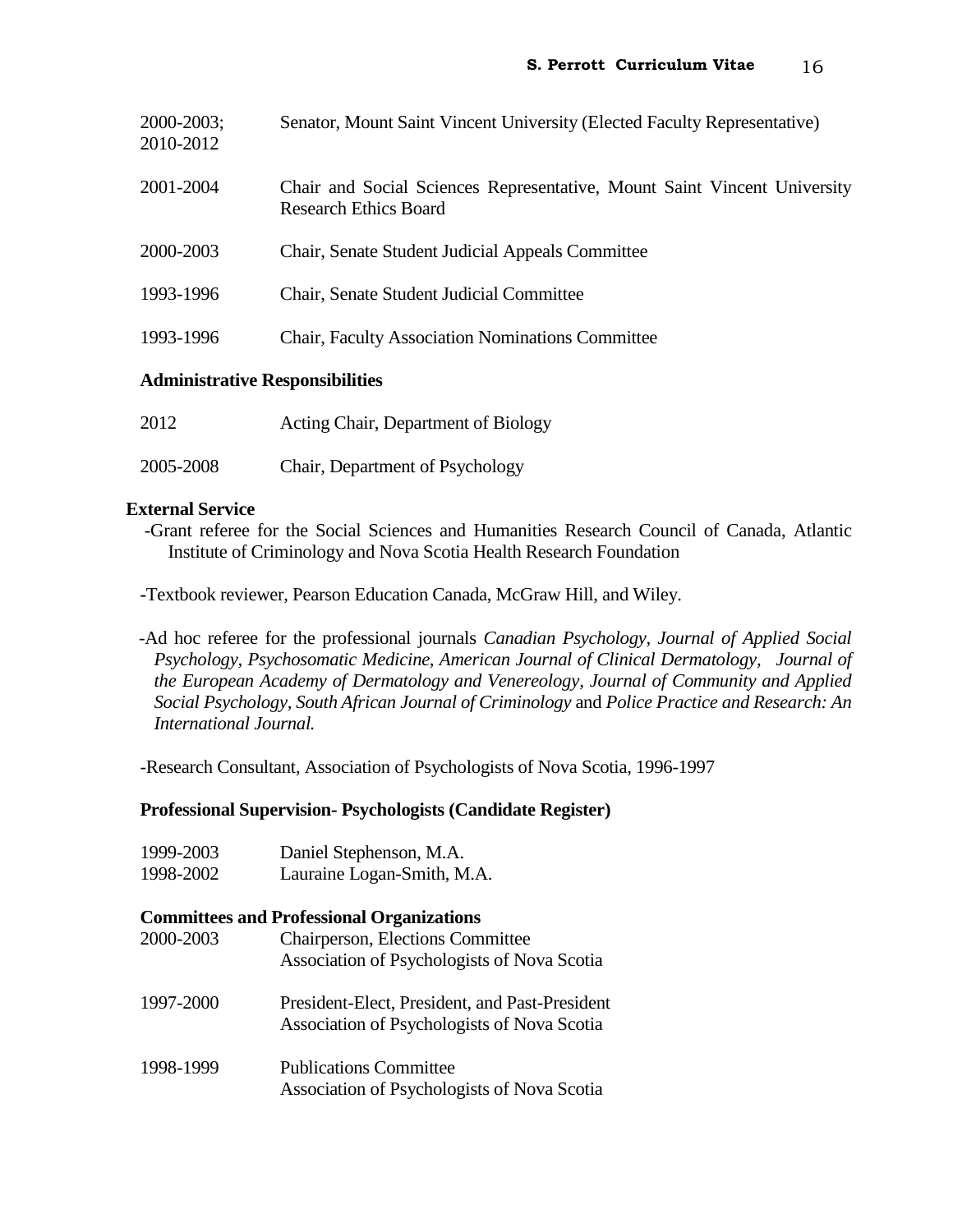| | |
|---|---|
| 2000-2003; 2010-2012 | Senator, Mount Saint Vincent University (Elected Faculty Representative) |
| 2001-2004 | Chair and Social Sciences Representative, Mount Saint Vincent University Research Ethics Board |
| 2000-2003 | Chair, Senate Student Judicial Appeals Committee |
| 1993-1996 | Chair, Senate Student Judicial Committee |
| 1993-1996 | Chair, Faculty Association Nominations Committee |

**Administrative Responsibilities**

| | |
|---|---|
| 2012 | Acting Chair, Department of Biology |
| 2005-2008 | Chair, Department of Psychology |

**External Service**

-Grant referee for the Social Sciences and Humanities Research Council of Canada, Atlantic Institute of Criminology and Nova Scotia Health Research Foundation

-Textbook reviewer, Pearson Education Canada, McGraw Hill, and Wiley.

-Ad hoc referee for the professional journals *Canadian Psychology*, *Journal of Applied Social Psychology*, *Psychosomatic Medicine*, *American Journal of Clinical Dermatology*, *Journal of the European Academy of Dermatology and Venereology*, *Journal of Community and Applied Social Psychology*, *South African Journal of Criminology* and *Police Practice and Research: An International Journal.*

-Research Consultant, Association of Psychologists of Nova Scotia, 1996-1997

**Professional Supervision- Psychologists (Candidate Register)**

| | |
|---|---|
| 1999-2003 | Daniel Stephenson, M.A. |
| 1998-2002 | Lauraine Logan-Smith, M.A. |

**Committees and Professional Organizations**

| | |
|---|---|
| 2000-2003 | Chairperson, Elections Committee<br>Association of Psychologists of Nova Scotia |
| 1997-2000 | President-Elect, President, and Past-President<br>Association of Psychologists of Nova Scotia |
| 1998-1999 | Publications Committee<br>Association of Psychologists of Nova Scotia |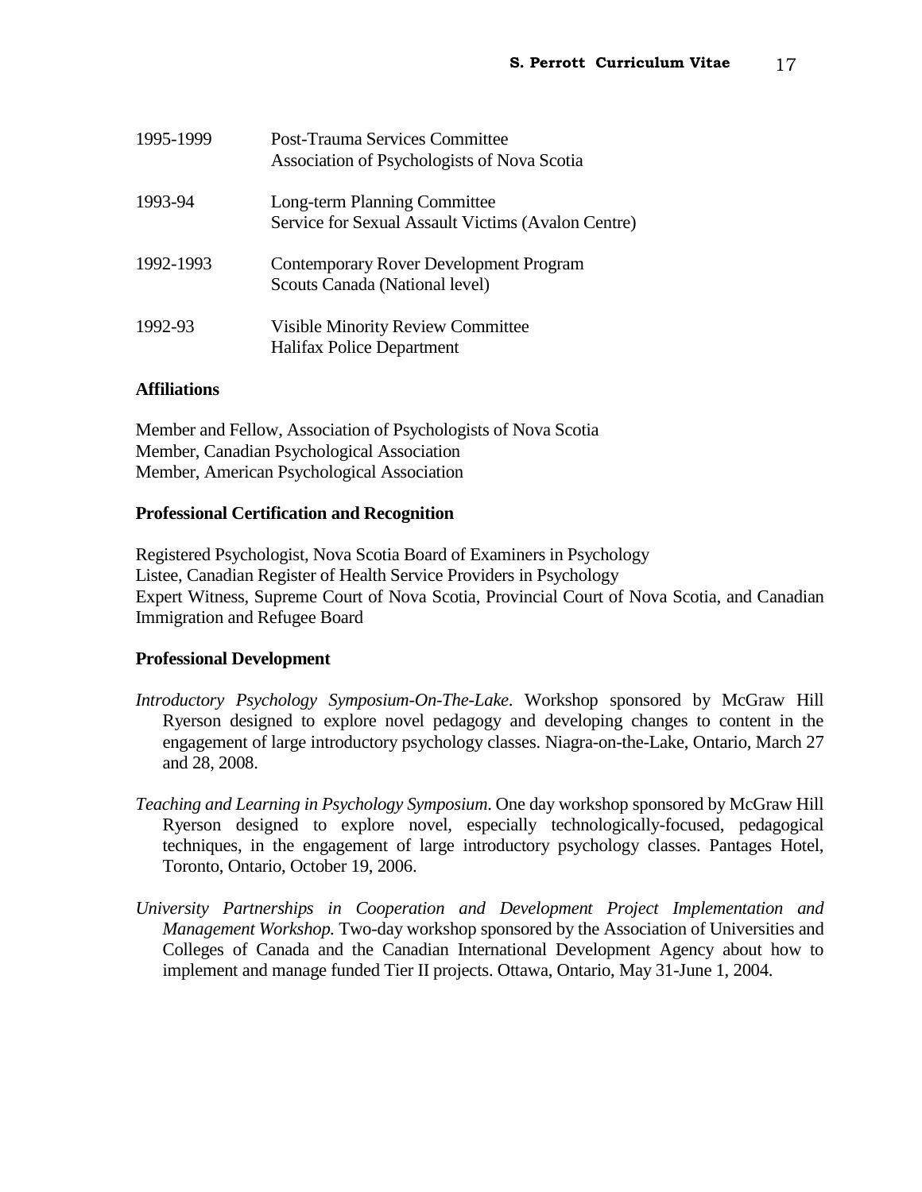| | |
|---|---|
| 1995-1999 | Post-Trauma Services Committee<br>Association of Psychologists of Nova Scotia |
| 1993-94 | Long-term Planning Committee<br>Service for Sexual Assault Victims (Avalon Centre) |
| 1992-1993 | Contemporary Rover Development Program<br>Scouts Canada (National level) |
| 1992-93 | Visible Minority Review Committee<br>Halifax Police Department |

**Affiliations**

Member and Fellow, Association of Psychologists of Nova Scotia
Member, Canadian Psychological Association
Member, American Psychological Association

**Professional Certification and Recognition**

Registered Psychologist, Nova Scotia Board of Examiners in Psychology
Listee, Canadian Register of Health Service Providers in Psychology
Expert Witness, Supreme Court of Nova Scotia, Provincial Court of Nova Scotia, and Canadian Immigration and Refugee Board

**Professional Development**

*Introductory Psychology Symposium-On-The-Lake*. Workshop sponsored by McGraw Hill Ryerson designed to explore novel pedagogy and developing changes to content in the engagement of large introductory psychology classes. Niagra-on-the-Lake, Ontario, March 27 and 28, 2008.

*Teaching and Learning in Psychology Symposium*. One day workshop sponsored by McGraw Hill Ryerson designed to explore novel, especially technologically-focused, pedagogical techniques, in the engagement of large introductory psychology classes. Pantages Hotel, Toronto, Ontario, October 19, 2006.

*University Partnerships in Cooperation and Development Project Implementation and Management Workshop.* Two-day workshop sponsored by the Association of Universities and Colleges of Canada and the Canadian International Development Agency about how to implement and manage funded Tier II projects. Ottawa, Ontario, May 31-June 1, 2004.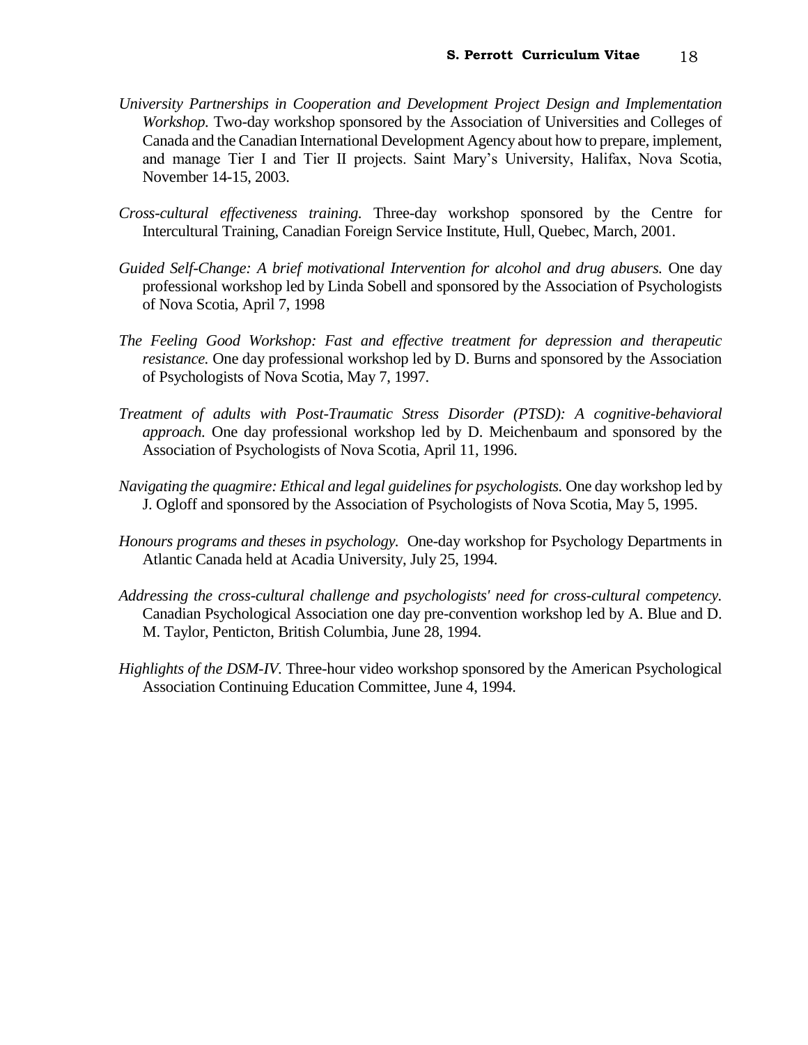*University Partnerships in Cooperation and Development Project Design and Implementation Workshop.* Two-day workshop sponsored by the Association of Universities and Colleges of Canada and the Canadian International Development Agency about how to prepare, implement, and manage Tier I and Tier II projects. Saint Mary's University, Halifax, Nova Scotia, November 14-15, 2003.

*Cross-cultural effectiveness training.* Three-day workshop sponsored by the Centre for Intercultural Training, Canadian Foreign Service Institute, Hull, Quebec, March, 2001.

*Guided Self-Change: A brief motivational Intervention for alcohol and drug abusers.* One day professional workshop led by Linda Sobell and sponsored by the Association of Psychologists of Nova Scotia, April 7, 1998

*The Feeling Good Workshop: Fast and effective treatment for depression and therapeutic resistance.* One day professional workshop led by D. Burns and sponsored by the Association of Psychologists of Nova Scotia, May 7, 1997.

*Treatment of adults with Post-Traumatic Stress Disorder (PTSD): A cognitive-behavioral approach.* One day professional workshop led by D. Meichenbaum and sponsored by the Association of Psychologists of Nova Scotia, April 11, 1996.

*Navigating the quagmire: Ethical and legal guidelines for psychologists.* One day workshop led by J. Ogloff and sponsored by the Association of Psychologists of Nova Scotia, May 5, 1995.

*Honours programs and theses in psychology.* One-day workshop for Psychology Departments in Atlantic Canada held at Acadia University, July 25, 1994.

*Addressing the cross-cultural challenge and psychologists' need for cross-cultural competency.* Canadian Psychological Association one day pre-convention workshop led by A. Blue and D. M. Taylor, Penticton, British Columbia, June 28, 1994.

*Highlights of the DSM-IV.* Three-hour video workshop sponsored by the American Psychological Association Continuing Education Committee, June 4, 1994.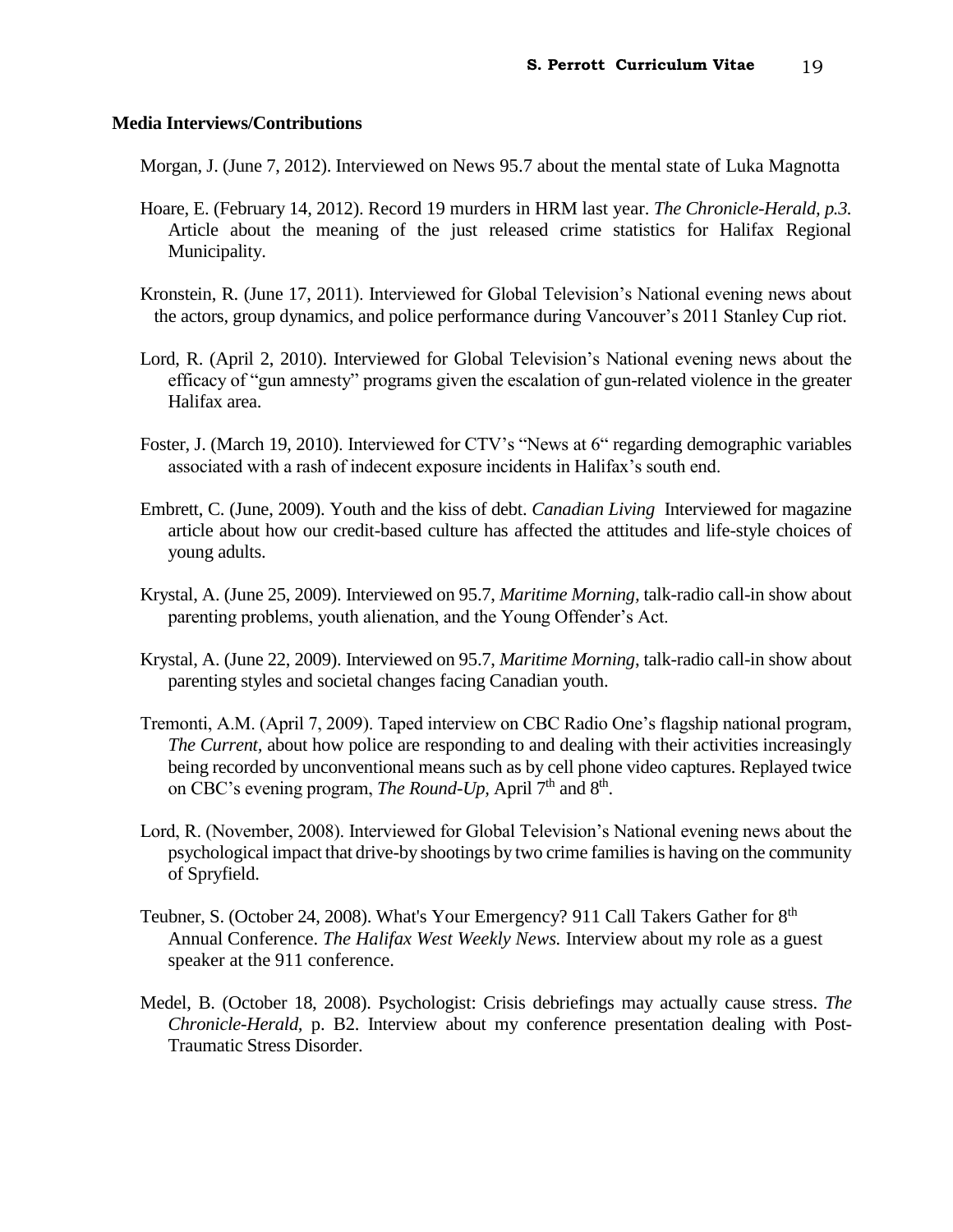**Media Interviews/Contributions**

Morgan, J. (June 7, 2012). Interviewed on News 95.7 about the mental state of Luka Magnotta

Hoare, E. (February 14, 2012). Record 19 murders in HRM last year. *The Chronicle-Herald, p.3.* Article about the meaning of the just released crime statistics for Halifax Regional Municipality.

Kronstein, R. (June 17, 2011). Interviewed for Global Television's National evening news about the actors, group dynamics, and police performance during Vancouver's 2011 Stanley Cup riot.

Lord, R. (April 2, 2010). Interviewed for Global Television's National evening news about the efficacy of "gun amnesty" programs given the escalation of gun-related violence in the greater Halifax area.

Foster, J. (March 19, 2010). Interviewed for CTV's "News at 6" regarding demographic variables associated with a rash of indecent exposure incidents in Halifax's south end.

Embrett, C. (June, 2009). Youth and the kiss of debt. *Canadian Living* Interviewed for magazine article about how our credit-based culture has affected the attitudes and life-style choices of young adults.

Krystal, A. (June 25, 2009). Interviewed on 95.7, *Maritime Morning*, talk-radio call-in show about parenting problems, youth alienation, and the Young Offender's Act.

Krystal, A. (June 22, 2009). Interviewed on 95.7, *Maritime Morning*, talk-radio call-in show about parenting styles and societal changes facing Canadian youth.

Tremonti, A.M. (April 7, 2009). Taped interview on CBC Radio One's flagship national program, *The Current*, about how police are responding to and dealing with their activities increasingly being recorded by unconventional means such as by cell phone video captures. Replayed twice on CBC's evening program, *The Round-Up*, April 7th and 8th.

Lord, R. (November, 2008). Interviewed for Global Television's National evening news about the psychological impact that drive-by shootings by two crime families is having on the community of Spryfield.

Teubner, S. (October 24, 2008). What's Your Emergency? 911 Call Takers Gather for 8th Annual Conference. *The Halifax West Weekly News.* Interview about my role as a guest speaker at the 911 conference.

Medel, B. (October 18, 2008). Psychologist: Crisis debriefings may actually cause stress. *The Chronicle-Herald,* p. B2. Interview about my conference presentation dealing with Post-Traumatic Stress Disorder.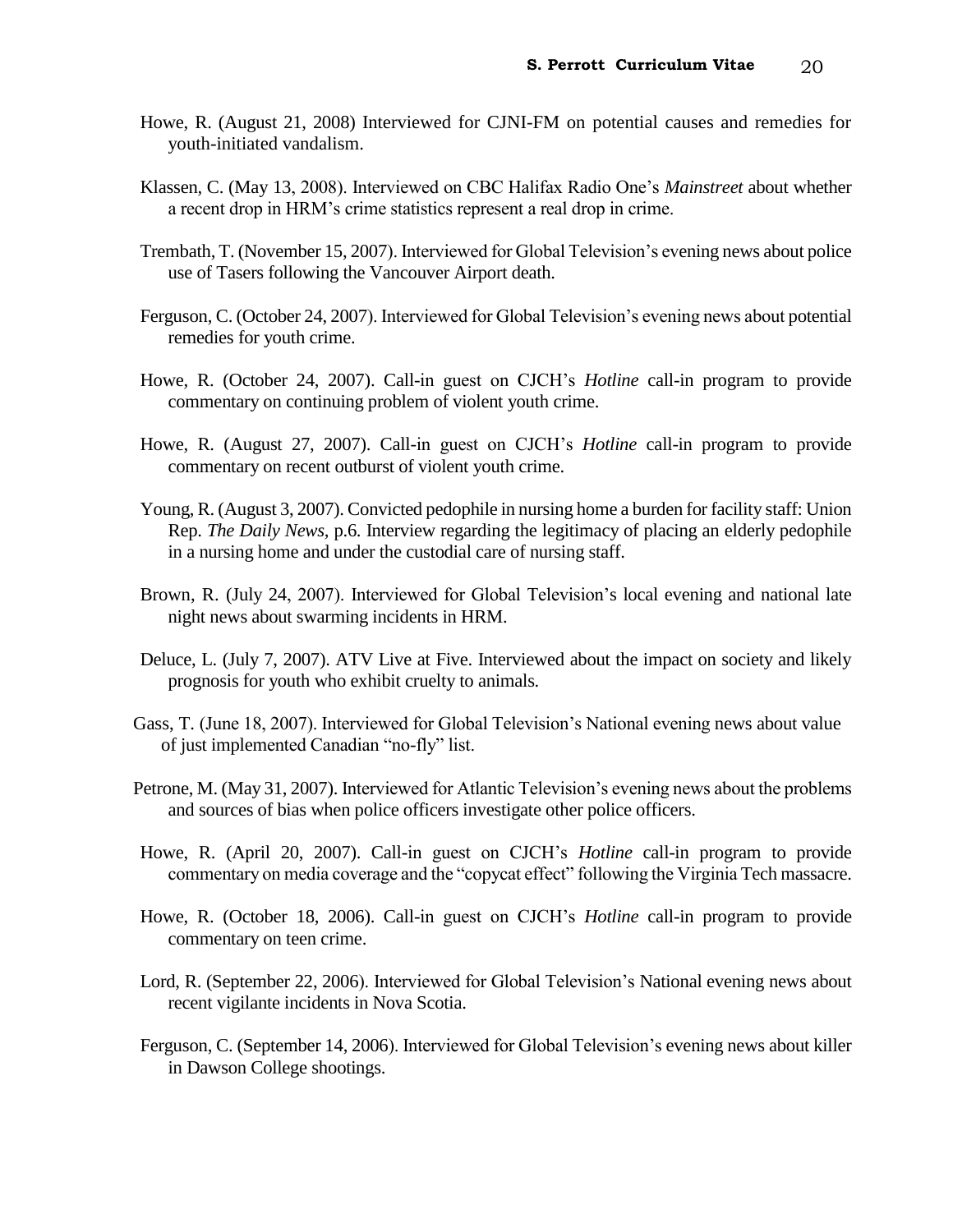Howe, R. (August 21, 2008) Interviewed for CJNI-FM on potential causes and remedies for youth-initiated vandalism.

Klassen, C. (May 13, 2008). Interviewed on CBC Halifax Radio One's *Mainstreet* about whether a recent drop in HRM's crime statistics represent a real drop in crime.

Trembath, T. (November 15, 2007). Interviewed for Global Television's evening news about police use of Tasers following the Vancouver Airport death.

Ferguson, C. (October 24, 2007). Interviewed for Global Television's evening news about potential remedies for youth crime.

Howe, R. (October 24, 2007). Call-in guest on CJCH's *Hotline* call-in program to provide commentary on continuing problem of violent youth crime.

Howe, R. (August 27, 2007). Call-in guest on CJCH's *Hotline* call-in program to provide commentary on recent outburst of violent youth crime.

Young, R. (August 3, 2007). Convicted pedophile in nursing home a burden for facility staff: Union Rep. *The Daily News,* p.6. Interview regarding the legitimacy of placing an elderly pedophile in a nursing home and under the custodial care of nursing staff.

Brown, R. (July 24, 2007). Interviewed for Global Television's local evening and national late night news about swarming incidents in HRM.

Deluce, L. (July 7, 2007). ATV Live at Five. Interviewed about the impact on society and likely prognosis for youth who exhibit cruelty to animals.

Gass, T. (June 18, 2007). Interviewed for Global Television's National evening news about value of just implemented Canadian "no-fly" list.

Petrone, M. (May 31, 2007). Interviewed for Atlantic Television's evening news about the problems and sources of bias when police officers investigate other police officers.

Howe, R. (April 20, 2007). Call-in guest on CJCH's *Hotline* call-in program to provide commentary on media coverage and the "copycat effect" following the Virginia Tech massacre.

Howe, R. (October 18, 2006). Call-in guest on CJCH's *Hotline* call-in program to provide commentary on teen crime.

Lord, R. (September 22, 2006). Interviewed for Global Television's National evening news about recent vigilante incidents in Nova Scotia.

Ferguson, C. (September 14, 2006). Interviewed for Global Television's evening news about killer in Dawson College shootings.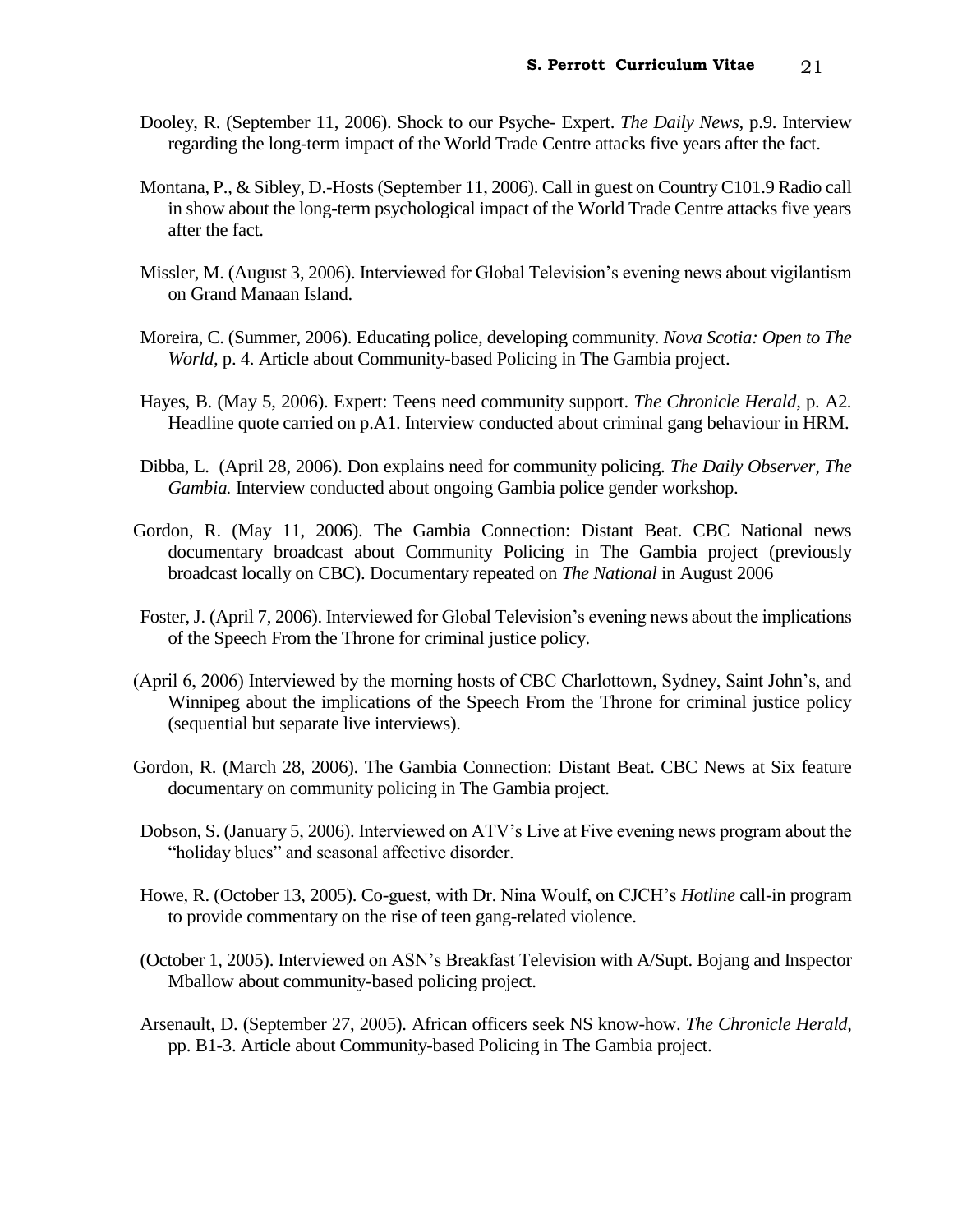Dooley, R. (September 11, 2006). Shock to our Psyche- Expert. *The Daily News*, p.9. Interview regarding the long-term impact of the World Trade Centre attacks five years after the fact.

Montana, P., & Sibley, D.-Hosts (September 11, 2006). Call in guest on Country C101.9 Radio call in show about the long-term psychological impact of the World Trade Centre attacks five years after the fact.

Missler, M. (August 3, 2006). Interviewed for Global Television's evening news about vigilantism on Grand Manaan Island.

Moreira, C. (Summer, 2006). Educating police, developing community. *Nova Scotia: Open to The World,* p. 4. Article about Community-based Policing in The Gambia project.

Hayes, B. (May 5, 2006). Expert: Teens need community support. *The Chronicle Herald,* p. A2. Headline quote carried on p.A1. Interview conducted about criminal gang behaviour in HRM.

Dibba, L. (April 28, 2006). Don explains need for community policing. *The Daily Observer, The Gambia.* Interview conducted about ongoing Gambia police gender workshop.

Gordon, R. (May 11, 2006). The Gambia Connection: Distant Beat. CBC National news documentary broadcast about Community Policing in The Gambia project (previously broadcast locally on CBC). Documentary repeated on *The National* in August 2006

Foster, J. (April 7, 2006). Interviewed for Global Television's evening news about the implications of the Speech From the Throne for criminal justice policy.

(April 6, 2006) Interviewed by the morning hosts of CBC Charlottown, Sydney, Saint John's, and Winnipeg about the implications of the Speech From the Throne for criminal justice policy (sequential but separate live interviews).

Gordon, R. (March 28, 2006). The Gambia Connection: Distant Beat. CBC News at Six feature documentary on community policing in The Gambia project.

Dobson, S. (January 5, 2006). Interviewed on ATV's Live at Five evening news program about the "holiday blues" and seasonal affective disorder.

Howe, R. (October 13, 2005). Co-guest, with Dr. Nina Woulf, on CJCH's *Hotline* call-in program to provide commentary on the rise of teen gang-related violence.

(October 1, 2005). Interviewed on ASN's Breakfast Television with A/Supt. Bojang and Inspector Mballow about community-based policing project.

Arsenault, D. (September 27, 2005). African officers seek NS know-how. *The Chronicle Herald,* pp. B1-3. Article about Community-based Policing in The Gambia project.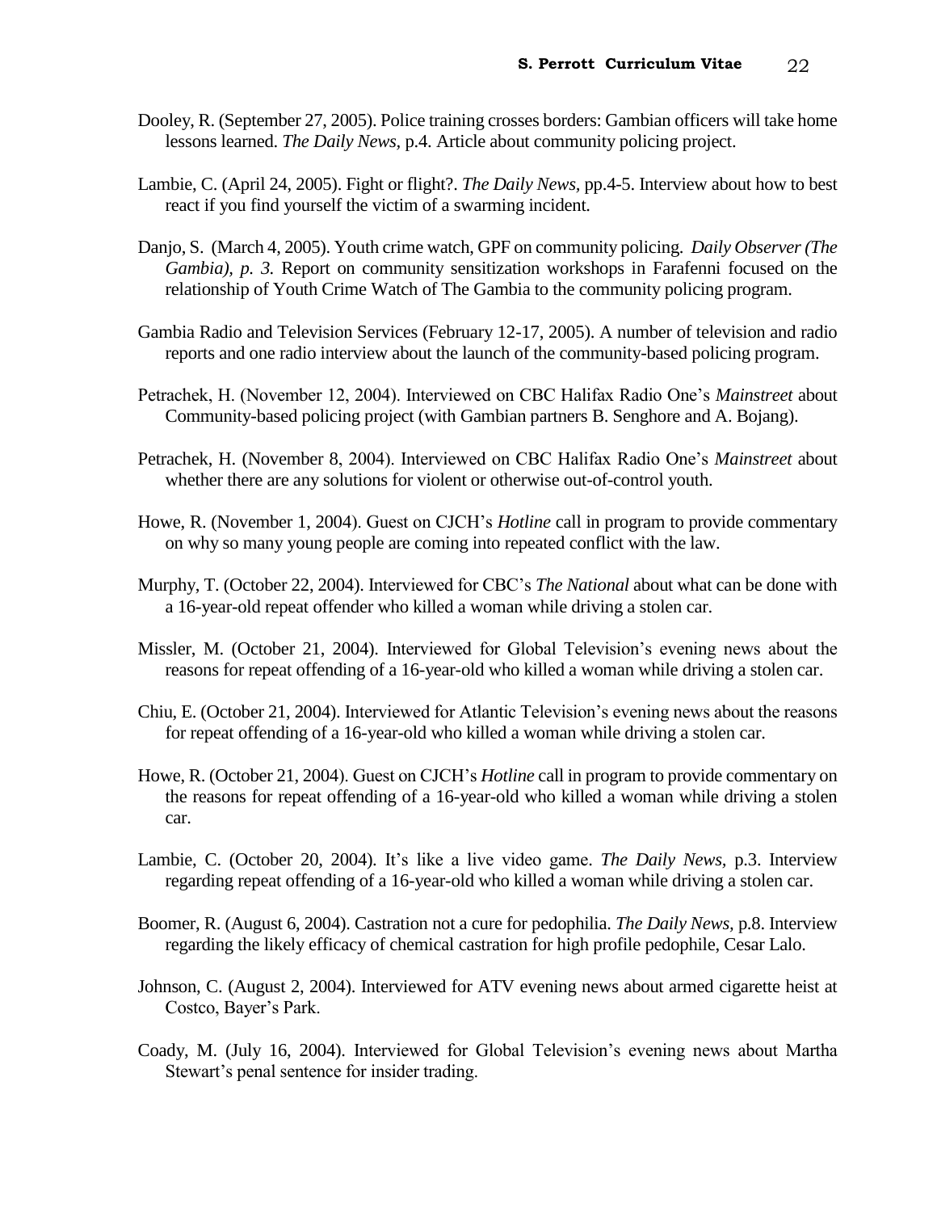Dooley, R. (September 27, 2005). Police training crosses borders: Gambian officers will take home lessons learned. *The Daily News,* p.4. Article about community policing project.

Lambie, C. (April 24, 2005). Fight or flight?. *The Daily News,* pp.4-5. Interview about how to best react if you find yourself the victim of a swarming incident.

Danjo, S. (March 4, 2005). Youth crime watch, GPF on community policing. *Daily Observer (The Gambia), p. 3.* Report on community sensitization workshops in Farafenni focused on the relationship of Youth Crime Watch of The Gambia to the community policing program.

Gambia Radio and Television Services (February 12-17, 2005). A number of television and radio reports and one radio interview about the launch of the community-based policing program.

Petrachek, H. (November 12, 2004). Interviewed on CBC Halifax Radio One's *Mainstreet* about Community-based policing project (with Gambian partners B. Senghore and A. Bojang).

Petrachek, H. (November 8, 2004). Interviewed on CBC Halifax Radio One's *Mainstreet* about whether there are any solutions for violent or otherwise out-of-control youth.

Howe, R. (November 1, 2004). Guest on CJCH's *Hotline* call in program to provide commentary on why so many young people are coming into repeated conflict with the law.

Murphy, T. (October 22, 2004). Interviewed for CBC's *The National* about what can be done with a 16-year-old repeat offender who killed a woman while driving a stolen car.

Missler, M. (October 21, 2004). Interviewed for Global Television's evening news about the reasons for repeat offending of a 16-year-old who killed a woman while driving a stolen car.

Chiu, E. (October 21, 2004). Interviewed for Atlantic Television's evening news about the reasons for repeat offending of a 16-year-old who killed a woman while driving a stolen car.

Howe, R. (October 21, 2004). Guest on CJCH's *Hotline* call in program to provide commentary on the reasons for repeat offending of a 16-year-old who killed a woman while driving a stolen car.

Lambie, C. (October 20, 2004). It's like a live video game. *The Daily News,* p.3. Interview regarding repeat offending of a 16-year-old who killed a woman while driving a stolen car.

Boomer, R. (August 6, 2004). Castration not a cure for pedophilia. *The Daily News,* p.8. Interview regarding the likely efficacy of chemical castration for high profile pedophile, Cesar Lalo.

Johnson, C. (August 2, 2004). Interviewed for ATV evening news about armed cigarette heist at Costco, Bayer's Park.

Coady, M. (July 16, 2004). Interviewed for Global Television's evening news about Martha Stewart's penal sentence for insider trading.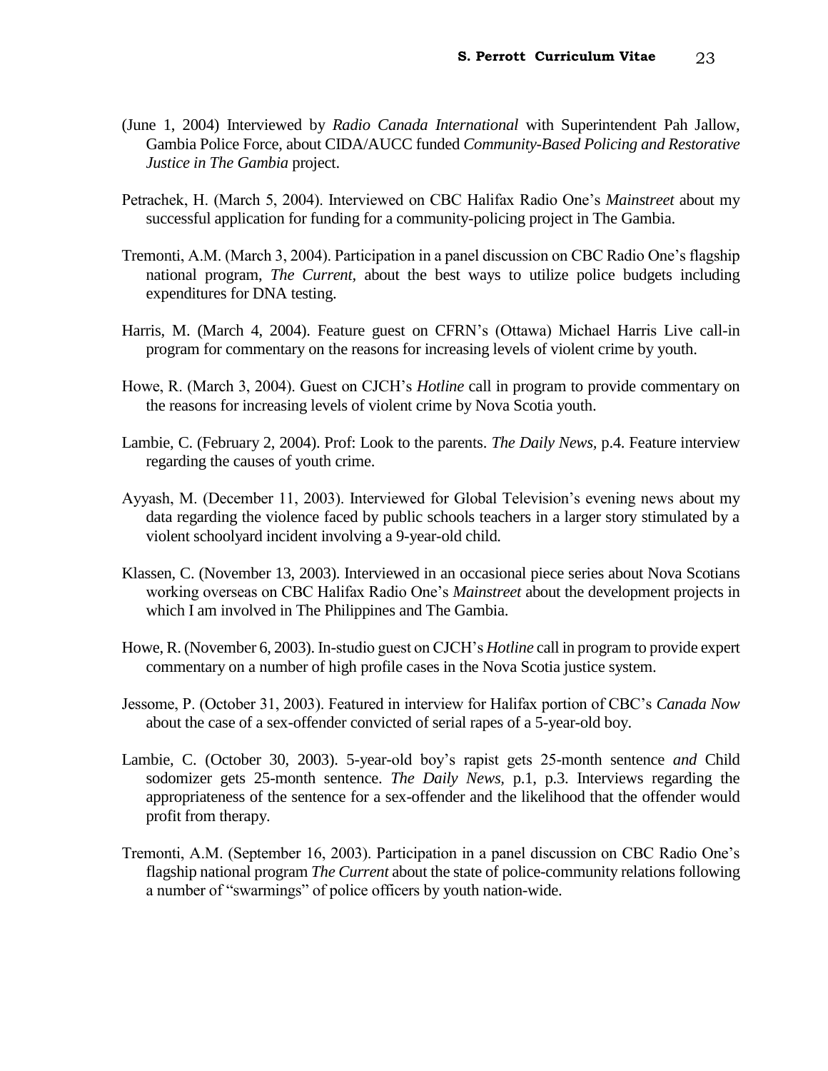(June 1, 2004) Interviewed by *Radio Canada International* with Superintendent Pah Jallow, Gambia Police Force, about CIDA/AUCC funded *Community-Based Policing and Restorative Justice in The Gambia* project.

Petrachek, H. (March 5, 2004). Interviewed on CBC Halifax Radio One's *Mainstreet* about my successful application for funding for a community-policing project in The Gambia.

Tremonti, A.M. (March 3, 2004). Participation in a panel discussion on CBC Radio One's flagship national program, *The Current,* about the best ways to utilize police budgets including expenditures for DNA testing.

Harris, M. (March 4, 2004). Feature guest on CFRN's (Ottawa) Michael Harris Live call-in program for commentary on the reasons for increasing levels of violent crime by youth.

Howe, R. (March 3, 2004). Guest on CJCH's *Hotline* call in program to provide commentary on the reasons for increasing levels of violent crime by Nova Scotia youth.

Lambie, C. (February 2, 2004). Prof: Look to the parents. *The Daily News,* p.4. Feature interview regarding the causes of youth crime.

Ayyash, M. (December 11, 2003). Interviewed for Global Television's evening news about my data regarding the violence faced by public schools teachers in a larger story stimulated by a violent schoolyard incident involving a 9-year-old child.

Klassen, C. (November 13, 2003). Interviewed in an occasional piece series about Nova Scotians working overseas on CBC Halifax Radio One's *Mainstreet* about the development projects in which I am involved in The Philippines and The Gambia.

Howe, R. (November 6, 2003). In-studio guest on CJCH's *Hotline* call in program to provide expert commentary on a number of high profile cases in the Nova Scotia justice system.

Jessome, P. (October 31, 2003). Featured in interview for Halifax portion of CBC's *Canada Now* about the case of a sex-offender convicted of serial rapes of a 5-year-old boy.

Lambie, C. (October 30, 2003). 5-year-old boy's rapist gets 25-month sentence *and* Child sodomizer gets 25-month sentence. *The Daily News,* p.1, p.3. Interviews regarding the appropriateness of the sentence for a sex-offender and the likelihood that the offender would profit from therapy.

Tremonti, A.M. (September 16, 2003). Participation in a panel discussion on CBC Radio One's flagship national program *The Current* about the state of police-community relations following a number of "swarmings" of police officers by youth nation-wide.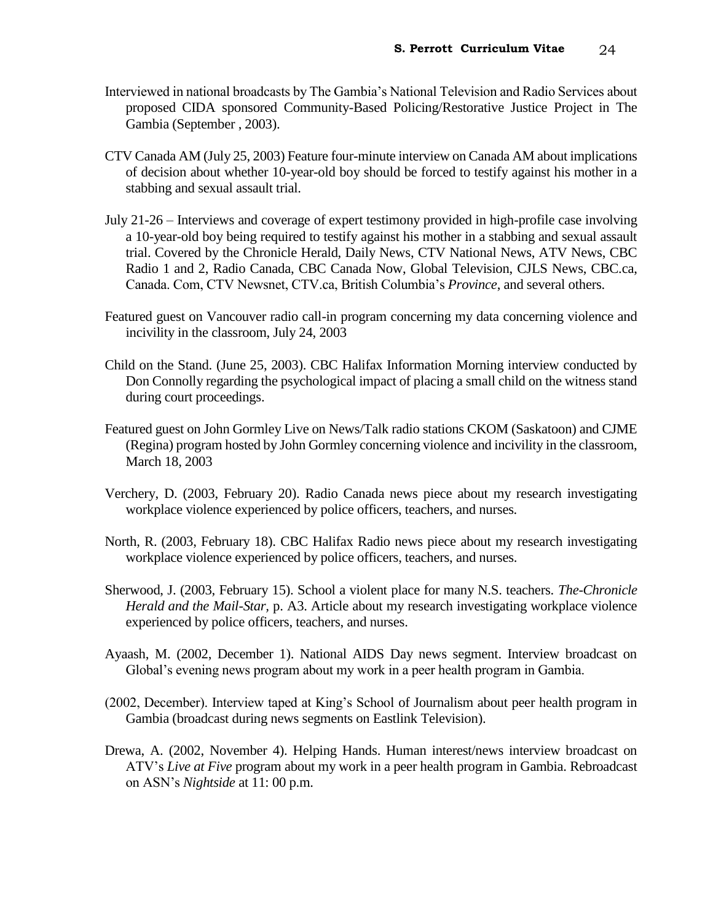Interviewed in national broadcasts by The Gambia's National Television and Radio Services about proposed CIDA sponsored Community-Based Policing/Restorative Justice Project in The Gambia (September , 2003).

CTV Canada AM (July 25, 2003) Feature four-minute interview on Canada AM about implications of decision about whether 10-year-old boy should be forced to testify against his mother in a stabbing and sexual assault trial.

July 21-26 – Interviews and coverage of expert testimony provided in high-profile case involving a 10-year-old boy being required to testify against his mother in a stabbing and sexual assault trial. Covered by the Chronicle Herald, Daily News, CTV National News, ATV News, CBC Radio 1 and 2, Radio Canada, CBC Canada Now, Global Television, CJLS News, CBC.ca, Canada. Com, CTV Newsnet, CTV.ca, British Columbia's *Province*, and several others.

Featured guest on Vancouver radio call-in program concerning my data concerning violence and incivility in the classroom, July 24, 2003

Child on the Stand. (June 25, 2003). CBC Halifax Information Morning interview conducted by Don Connolly regarding the psychological impact of placing a small child on the witness stand during court proceedings.

Featured guest on John Gormley Live on News/Talk radio stations CKOM (Saskatoon) and CJME (Regina) program hosted by John Gormley concerning violence and incivility in the classroom, March 18, 2003

Verchery, D. (2003, February 20). Radio Canada news piece about my research investigating workplace violence experienced by police officers, teachers, and nurses.

North, R. (2003, February 18). CBC Halifax Radio news piece about my research investigating workplace violence experienced by police officers, teachers, and nurses.

Sherwood, J. (2003, February 15). School a violent place for many N.S. teachers. *The-Chronicle Herald and the Mail-Star*, p. A3. Article about my research investigating workplace violence experienced by police officers, teachers, and nurses.

Ayaash, M. (2002, December 1). National AIDS Day news segment. Interview broadcast on Global's evening news program about my work in a peer health program in Gambia.

(2002, December). Interview taped at King's School of Journalism about peer health program in Gambia (broadcast during news segments on Eastlink Television).

Drewa, A. (2002, November 4). Helping Hands. Human interest/news interview broadcast on ATV's *Live at Five* program about my work in a peer health program in Gambia. Rebroadcast on ASN's *Nightside* at 11: 00 p.m.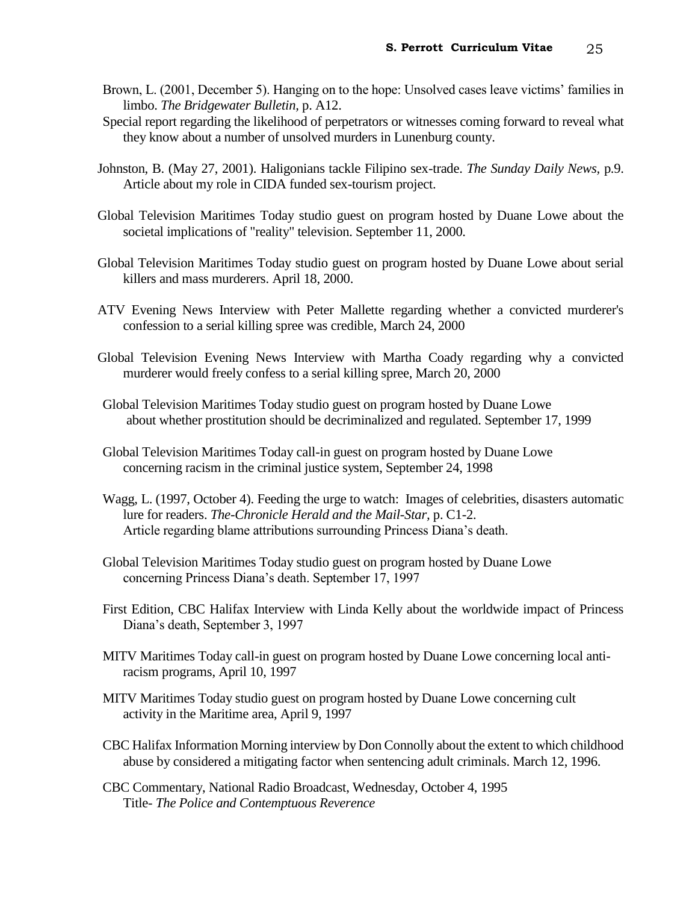Brown, L. (2001, December 5). Hanging on to the hope: Unsolved cases leave victims' families in limbo. *The Bridgewater Bulletin*, p. A12.
Special report regarding the likelihood of perpetrators or witnesses coming forward to reveal what they know about a number of unsolved murders in Lunenburg county.

Johnston, B. (May 27, 2001). Haligonians tackle Filipino sex-trade. *The Sunday Daily News,* p.9. Article about my role in CIDA funded sex-tourism project.

Global Television Maritimes Today studio guest on program hosted by Duane Lowe about the societal implications of "reality" television. September 11, 2000.

Global Television Maritimes Today studio guest on program hosted by Duane Lowe about serial killers and mass murderers. April 18, 2000.

ATV Evening News Interview with Peter Mallette regarding whether a convicted murderer's confession to a serial killing spree was credible, March 24, 2000

Global Television Evening News Interview with Martha Coady regarding why a convicted murderer would freely confess to a serial killing spree, March 20, 2000

Global Television Maritimes Today studio guest on program hosted by Duane Lowe about whether prostitution should be decriminalized and regulated. September 17, 1999

Global Television Maritimes Today call-in guest on program hosted by Duane Lowe concerning racism in the criminal justice system, September 24, 1998

Wagg, L. (1997, October 4). Feeding the urge to watch: Images of celebrities, disasters automatic lure for readers. *The-Chronicle Herald and the Mail-Star*, p. C1-2.
Article regarding blame attributions surrounding Princess Diana's death.

Global Television Maritimes Today studio guest on program hosted by Duane Lowe concerning Princess Diana's death. September 17, 1997

First Edition, CBC Halifax Interview with Linda Kelly about the worldwide impact of Princess Diana's death, September 3, 1997

MITV Maritimes Today call-in guest on program hosted by Duane Lowe concerning local anti-racism programs, April 10, 1997

MITV Maritimes Today studio guest on program hosted by Duane Lowe concerning cult activity in the Maritime area, April 9, 1997

CBC Halifax Information Morning interview by Don Connolly about the extent to which childhood abuse by considered a mitigating factor when sentencing adult criminals. March 12, 1996.

CBC Commentary, National Radio Broadcast, Wednesday, October 4, 1995
Title- *The Police and Contemptuous Reverence*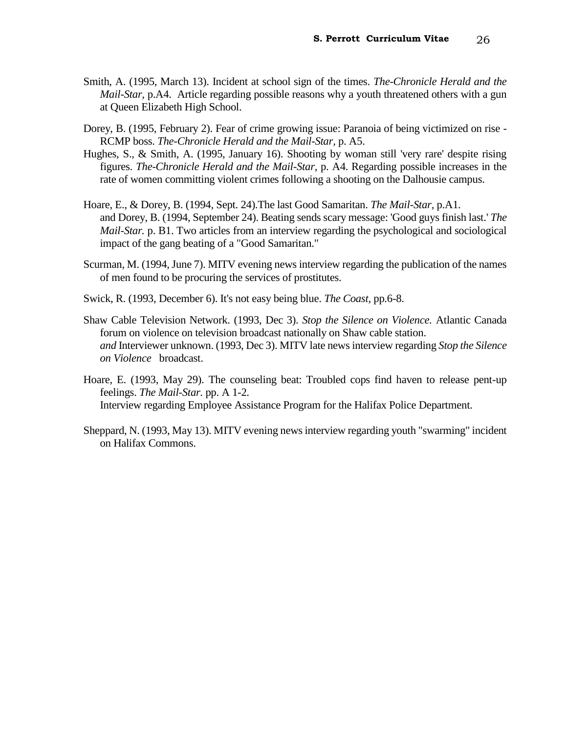Smith, A. (1995, March 13). Incident at school sign of the times. *The-Chronicle Herald and the Mail-Star,* p.A4. Article regarding possible reasons why a youth threatened others with a gun at Queen Elizabeth High School.

Dorey, B. (1995, February 2). Fear of crime growing issue: Paranoia of being victimized on rise - RCMP boss. *The-Chronicle Herald and the Mail-Star,* p. A5.

Hughes, S., & Smith, A. (1995, January 16). Shooting by woman still 'very rare' despite rising figures. *The-Chronicle Herald and the Mail-Star,* p. A4. Regarding possible increases in the rate of women committing violent crimes following a shooting on the Dalhousie campus.

Hoare, E., & Dorey, B. (1994, Sept. 24).The last Good Samaritan. *The Mail-Star,* p.A1. and Dorey, B. (1994, September 24). Beating sends scary message: 'Good guys finish last.' *The Mail-Star.* p. B1. Two articles from an interview regarding the psychological and sociological impact of the gang beating of a "Good Samaritan."

Scurman, M. (1994, June 7). MITV evening news interview regarding the publication of the names of men found to be procuring the services of prostitutes.

Swick, R. (1993, December 6). It's not easy being blue. *The Coast,* pp.6-8.

Shaw Cable Television Network. (1993, Dec 3). *Stop the Silence on Violence.* Atlantic Canada forum on violence on television broadcast nationally on Shaw cable station. *and* Interviewer unknown. (1993, Dec 3). MITV late news interview regarding *Stop the Silence on Violence* broadcast.

Hoare, E. (1993, May 29). The counseling beat: Troubled cops find haven to release pent-up feelings. *The Mail-Star.* pp. A 1-2. Interview regarding Employee Assistance Program for the Halifax Police Department.

Sheppard, N. (1993, May 13). MITV evening news interview regarding youth "swarming" incident on Halifax Commons.